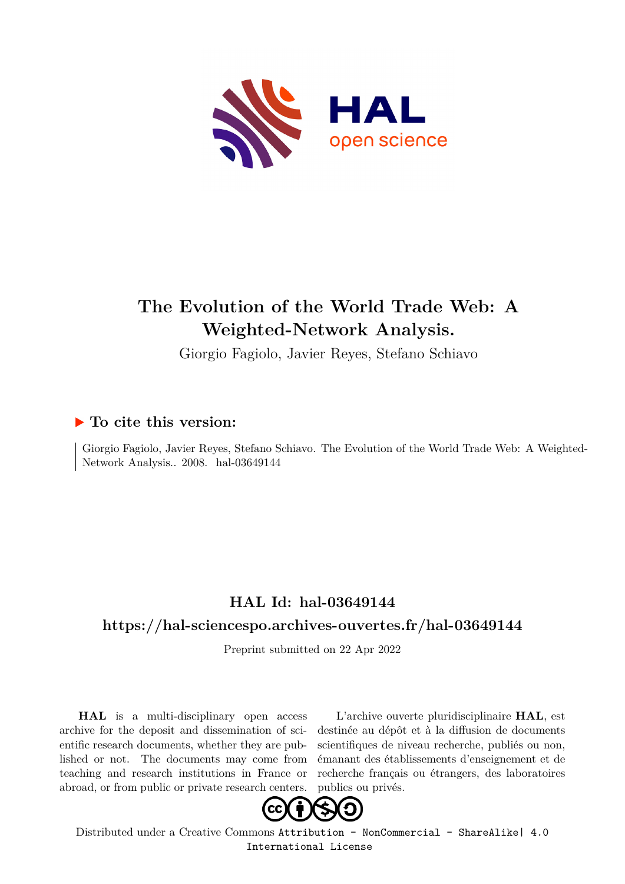# The Evolution of the World Trade Web: A Weighted-Network Analysis.

Giorgio Fagiolo, Javier Reyes, Stefano Schiavo

## ▶ To cite this version:

Giorgio Fagiolo, Javier Reyes, Stefano Schiavo. The Evolution of the World Trade Web: A Weighted-Network Analysis.. 2008. hal-03649144

## HAL Id: hal-03649144

## https://hal-sciencespo.archives-ouvertes.fr/hal-03649144

Preprint submitted on 22 Apr 2022

**HAL** is a multi-disciplinary open access archive for the deposit and dissemination of scientific research documents, whether they are published or not. The documents may come from teaching and research institutions in France or abroad, or from public or private research centers.

L'archive ouverte pluridisciplinaire **HAL**, est destinée au dépôt et à la diffusion de documents scientifiques de niveau recherche, publiés ou non, émanant des établissements d'enseignement et de recherche français ou étrangers, des laboratoires publics ou privés.

Distributed under a Creative Commons Attribution - NonCommercial - ShareAlike| 4.0 International License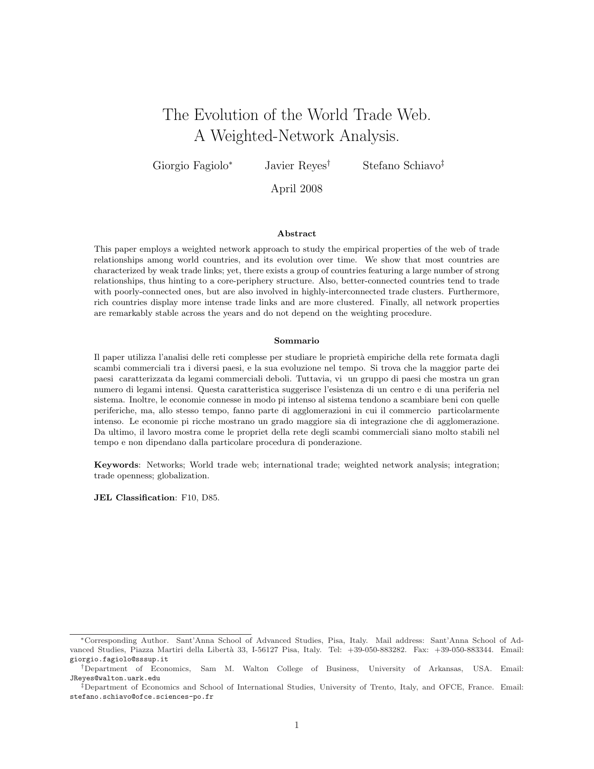# The Evolution of the World Trade Web. A Weighted-Network Analysis.

Giorgio Fagiolo[*] Javier Reyes[†] Stefano Schiavo[‡]

April 2008

### Abstract

This paper employs a weighted network approach to study the empirical properties of the web of trade relationships among world countries, and its evolution over time. We show that most countries are characterized by weak trade links; yet, there exists a group of countries featuring a large number of strong relationships, thus hinting to a core-periphery structure. Also, better-connected countries tend to trade with poorly-connected ones, but are also involved in highly-interconnected trade clusters. Furthermore, rich countries display more intense trade links and are more clustered. Finally, all network properties are remarkably stable across the years and do not depend on the weighting procedure.

### Sommario

Il paper utilizza l'analisi delle reti complesse per studiare le proprietà empiriche della rete formata dagli scambi commerciali tra i diversi paesi, e la sua evoluzione nel tempo. Si trova che la maggior parte dei paesi caratterizzata da legami commerciali deboli. Tuttavia, vi un gruppo di paesi che mostra un gran numero di legami intensi. Questa caratteristica suggerisce l'esistenza di un centro e di una periferia nel sistema. Inoltre, le economie connesse in modo pi intenso al sistema tendono a scambiare beni con quelle periferiche, ma, allo stesso tempo, fanno parte di agglomerazioni in cui il commercio particolarmente intenso. Le economie pi ricche mostrano un grado maggiore sia di integrazione che di agglomerazione. Da ultimo, il lavoro mostra come le propriet della rete degli scambi commerciali siano molto stabili nel tempo e non dipendano dalla particolare procedura di ponderazione.

**Keywords**: Networks; World trade web; international trade; weighted network analysis; integration; trade openness; globalization.

**JEL Classification**: F10, D85.

---

[*] Corresponding Author. Sant'Anna School of Advanced Studies, Pisa, Italy. Mail address: Sant'Anna School of Advanced Studies, Piazza Martiri della Libertà 33, I-56127 Pisa, Italy. Tel: +39-050-883282. Fax: +39-050-883344. Email: giorgio.fagiolo@sssup.it

[†] Department of Economics, Sam M. Walton College of Business, University of Arkansas, USA. Email: JReyes@walton.uark.edu

[‡] Department of Economics and School of International Studies, University of Trento, Italy, and OFCE, France. Email: stefano.schiavo@ofce.sciences-po.fr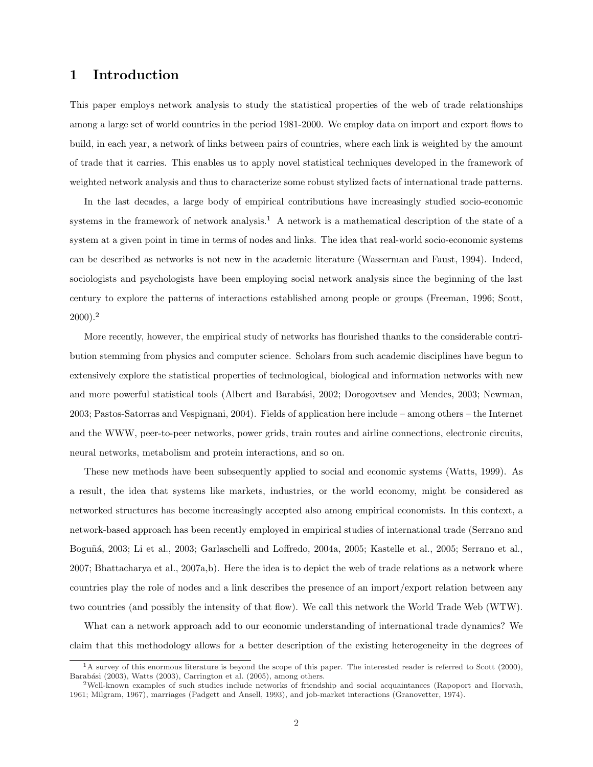# 1 Introduction

This paper employs network analysis to study the statistical properties of the web of trade relationships among a large set of world countries in the period 1981-2000. We employ data on import and export flows to build, in each year, a network of links between pairs of countries, where each link is weighted by the amount of trade that it carries. This enables us to apply novel statistical techniques developed in the framework of weighted network analysis and thus to characterize some robust stylized facts of international trade patterns.

In the last decades, a large body of empirical contributions have increasingly studied socio-economic systems in the framework of network analysis.[1] A network is a mathematical description of the state of a system at a given point in time in terms of nodes and links. The idea that real-world socio-economic systems can be described as networks is not new in the academic literature (Wasserman and Faust, 1994). Indeed, sociologists and psychologists have been employing social network analysis since the beginning of the last century to explore the patterns of interactions established among people or groups (Freeman, 1996; Scott, 2000).[2]

More recently, however, the empirical study of networks has flourished thanks to the considerable contribution stemming from physics and computer science. Scholars from such academic disciplines have begun to extensively explore the statistical properties of technological, biological and information networks with new and more powerful statistical tools (Albert and Barabási, 2002; Dorogovtsev and Mendes, 2003; Newman, 2003; Pastos-Satorras and Vespignani, 2004). Fields of application here include – among others – the Internet and the WWW, peer-to-peer networks, power grids, train routes and airline connections, electronic circuits, neural networks, metabolism and protein interactions, and so on.

These new methods have been subsequently applied to social and economic systems (Watts, 1999). As a result, the idea that systems like markets, industries, or the world economy, might be considered as networked structures has become increasingly accepted also among empirical economists. In this context, a network-based approach has been recently employed in empirical studies of international trade (Serrano and Boguñá, 2003; Li et al., 2003; Garlaschelli and Loffredo, 2004a, 2005; Kastelle et al., 2005; Serrano et al., 2007; Bhattacharya et al., 2007a,b). Here the idea is to depict the web of trade relations as a network where countries play the role of nodes and a link describes the presence of an import/export relation between any two countries (and possibly the intensity of that flow). We call this network the World Trade Web (WTW).

What can a network approach add to our economic understanding of international trade dynamics? We claim that this methodology allows for a better description of the existing heterogeneity in the degrees of

[1] A survey of this enormous literature is beyond the scope of this paper. The interested reader is referred to Scott (2000), Barabási (2003), Watts (2003), Carrington et al. (2005), among others.

[2] Well-known examples of such studies include networks of friendship and social acquaintances (Rapoport and Horvath, 1961; Milgram, 1967), marriages (Padgett and Ansell, 1993), and job-market interactions (Granovetter, 1974).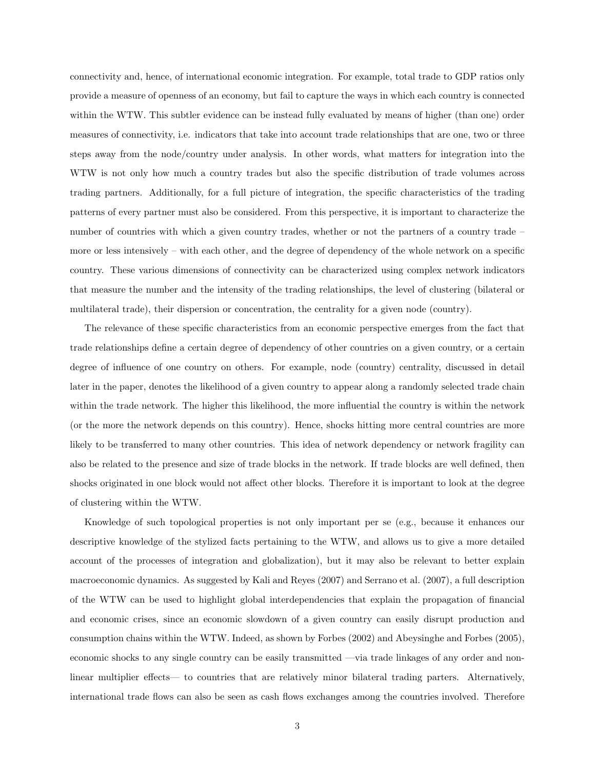connectivity and, hence, of international economic integration. For example, total trade to GDP ratios only provide a measure of openness of an economy, but fail to capture the ways in which each country is connected within the WTW. This subtler evidence can be instead fully evaluated by means of higher (than one) order measures of connectivity, i.e. indicators that take into account trade relationships that are one, two or three steps away from the node/country under analysis. In other words, what matters for integration into the WTW is not only how much a country trades but also the specific distribution of trade volumes across trading partners. Additionally, for a full picture of integration, the specific characteristics of the trading patterns of every partner must also be considered. From this perspective, it is important to characterize the number of countries with which a given country trades, whether or not the partners of a country trade – more or less intensively – with each other, and the degree of dependency of the whole network on a specific country. These various dimensions of connectivity can be characterized using complex network indicators that measure the number and the intensity of the trading relationships, the level of clustering (bilateral or multilateral trade), their dispersion or concentration, the centrality for a given node (country).

The relevance of these specific characteristics from an economic perspective emerges from the fact that trade relationships define a certain degree of dependency of other countries on a given country, or a certain degree of influence of one country on others. For example, node (country) centrality, discussed in detail later in the paper, denotes the likelihood of a given country to appear along a randomly selected trade chain within the trade network. The higher this likelihood, the more influential the country is within the network (or the more the network depends on this country). Hence, shocks hitting more central countries are more likely to be transferred to many other countries. This idea of network dependency or network fragility can also be related to the presence and size of trade blocks in the network. If trade blocks are well defined, then shocks originated in one block would not affect other blocks. Therefore it is important to look at the degree of clustering within the WTW.

Knowledge of such topological properties is not only important per se (e.g., because it enhances our descriptive knowledge of the stylized facts pertaining to the WTW, and allows us to give a more detailed account of the processes of integration and globalization), but it may also be relevant to better explain macroeconomic dynamics. As suggested by Kali and Reyes (2007) and Serrano et al. (2007), a full description of the WTW can be used to highlight global interdependencies that explain the propagation of financial and economic crises, since an economic slowdown of a given country can easily disrupt production and consumption chains within the WTW. Indeed, as shown by Forbes (2002) and Abeysinghe and Forbes (2005), economic shocks to any single country can be easily transmitted —via trade linkages of any order and non-linear multiplier effects— to countries that are relatively minor bilateral trading parters. Alternatively, international trade flows can also be seen as cash flows exchanges among the countries involved. Therefore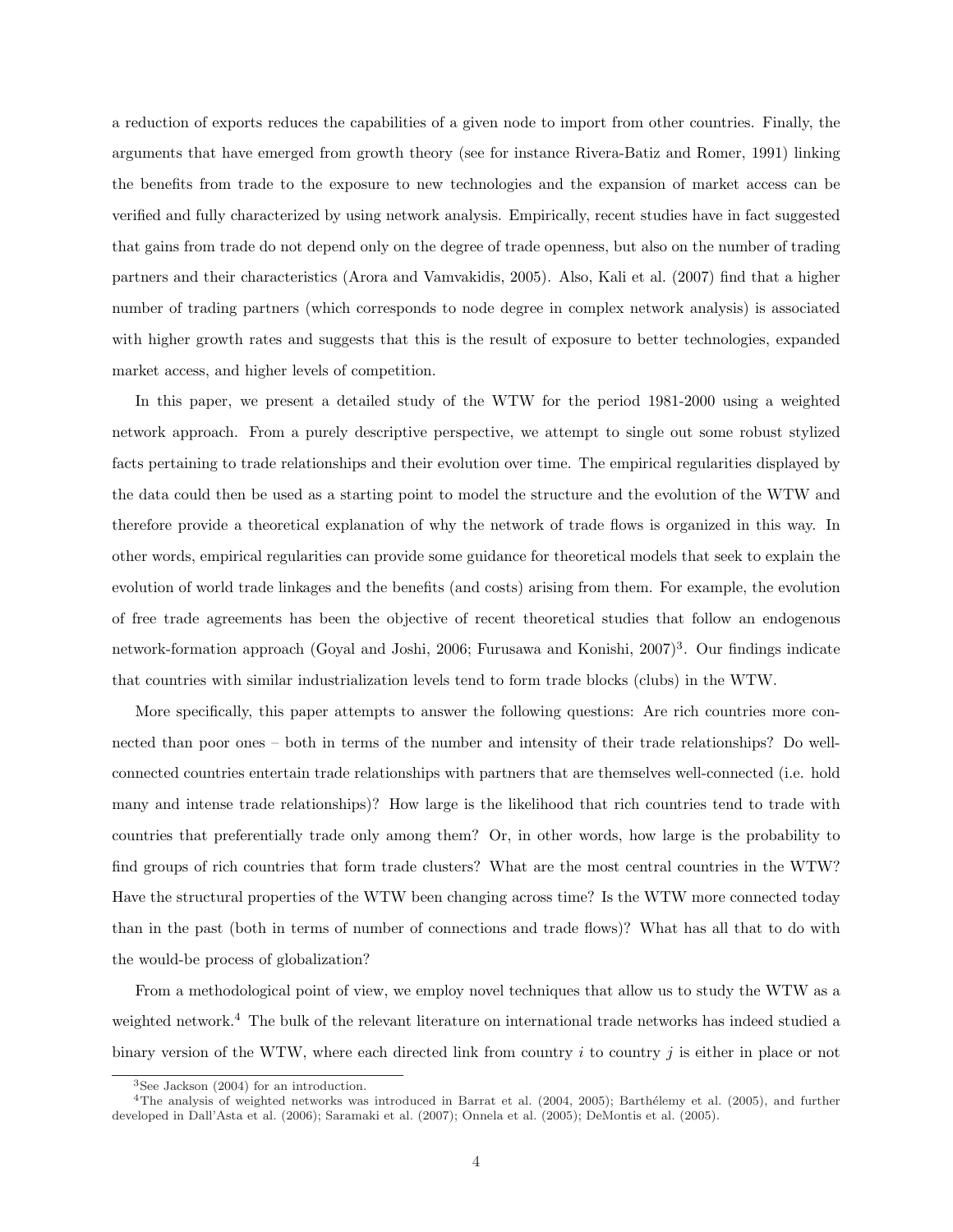a reduction of exports reduces the capabilities of a given node to import from other countries. Finally, the arguments that have emerged from growth theory (see for instance Rivera-Batiz and Romer, 1991) linking the benefits from trade to the exposure to new technologies and the expansion of market access can be verified and fully characterized by using network analysis. Empirically, recent studies have in fact suggested that gains from trade do not depend only on the degree of trade openness, but also on the number of trading partners and their characteristics (Arora and Vamvakidis, 2005). Also, Kali et al. (2007) find that a higher number of trading partners (which corresponds to node degree in complex network analysis) is associated with higher growth rates and suggests that this is the result of exposure to better technologies, expanded market access, and higher levels of competition.

In this paper, we present a detailed study of the WTW for the period 1981-2000 using a weighted network approach. From a purely descriptive perspective, we attempt to single out some robust stylized facts pertaining to trade relationships and their evolution over time. The empirical regularities displayed by the data could then be used as a starting point to model the structure and the evolution of the WTW and therefore provide a theoretical explanation of why the network of trade flows is organized in this way. In other words, empirical regularities can provide some guidance for theoretical models that seek to explain the evolution of world trade linkages and the benefits (and costs) arising from them. For example, the evolution of free trade agreements has been the objective of recent theoretical studies that follow an endogenous network-formation approach (Goyal and Joshi, 2006; Furusawa and Konishi, 2007)[3]. Our findings indicate that countries with similar industrialization levels tend to form trade blocks (clubs) in the WTW.

More specifically, this paper attempts to answer the following questions: Are rich countries more connected than poor ones – both in terms of the number and intensity of their trade relationships? Do well-connected countries entertain trade relationships with partners that are themselves well-connected (i.e. hold many and intense trade relationships)? How large is the likelihood that rich countries tend to trade with countries that preferentially trade only among them? Or, in other words, how large is the probability to find groups of rich countries that form trade clusters? What are the most central countries in the WTW? Have the structural properties of the WTW been changing across time? Is the WTW more connected today than in the past (both in terms of number of connections and trade flows)? What has all that to do with the would-be process of globalization?

From a methodological point of view, we employ novel techniques that allow us to study the WTW as a weighted network.[4] The bulk of the relevant literature on international trade networks has indeed studied a binary version of the WTW, where each directed link from country $i$ to country $j$ is either in place or not

[3] See Jackson (2004) for an introduction.

[4] The analysis of weighted networks was introduced in Barrat et al. (2004, 2005); Barthélemy et al. (2005), and further developed in Dall'Asta et al. (2006); Saramaki et al. (2007); Onnela et al. (2005); DeMontis et al. (2005).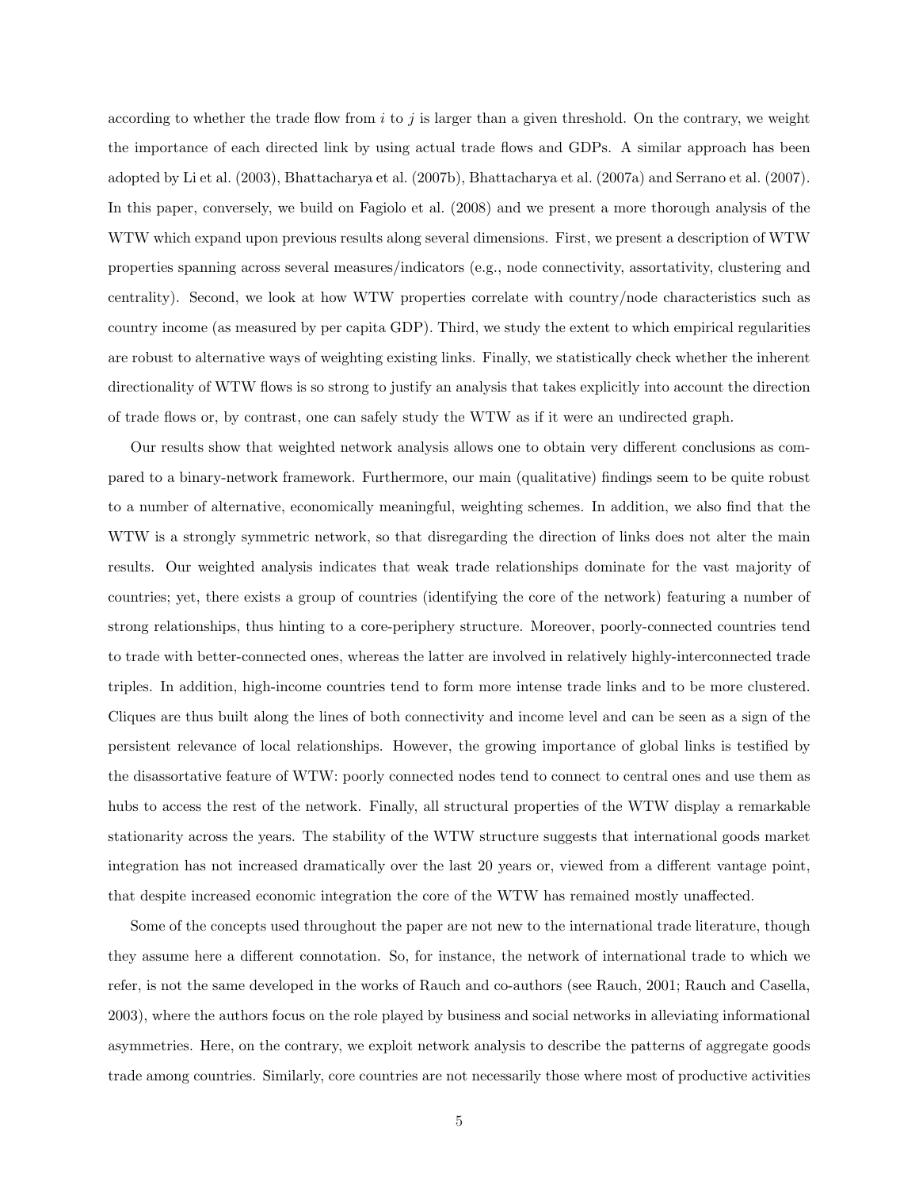according to whether the trade flow from $i$ to $j$ is larger than a given threshold. On the contrary, we weight the importance of each directed link by using actual trade flows and GDPs. A similar approach has been adopted by Li et al. (2003), Bhattacharya et al. (2007b), Bhattacharya et al. (2007a) and Serrano et al. (2007). In this paper, conversely, we build on Fagiolo et al. (2008) and we present a more thorough analysis of the WTW which expand upon previous results along several dimensions. First, we present a description of WTW properties spanning across several measures/indicators (e.g., node connectivity, assortativity, clustering and centrality). Second, we look at how WTW properties correlate with country/node characteristics such as country income (as measured by per capita GDP). Third, we study the extent to which empirical regularities are robust to alternative ways of weighting existing links. Finally, we statistically check whether the inherent directionality of WTW flows is so strong to justify an analysis that takes explicitly into account the direction of trade flows or, by contrast, one can safely study the WTW as if it were an undirected graph.

Our results show that weighted network analysis allows one to obtain very different conclusions as compared to a binary-network framework. Furthermore, our main (qualitative) findings seem to be quite robust to a number of alternative, economically meaningful, weighting schemes. In addition, we also find that the WTW is a strongly symmetric network, so that disregarding the direction of links does not alter the main results. Our weighted analysis indicates that weak trade relationships dominate for the vast majority of countries; yet, there exists a group of countries (identifying the core of the network) featuring a number of strong relationships, thus hinting to a core-periphery structure. Moreover, poorly-connected countries tend to trade with better-connected ones, whereas the latter are involved in relatively highly-interconnected trade triples. In addition, high-income countries tend to form more intense trade links and to be more clustered. Cliques are thus built along the lines of both connectivity and income level and can be seen as a sign of the persistent relevance of local relationships. However, the growing importance of global links is testified by the disassortative feature of WTW: poorly connected nodes tend to connect to central ones and use them as hubs to access the rest of the network. Finally, all structural properties of the WTW display a remarkable stationarity across the years. The stability of the WTW structure suggests that international goods market integration has not increased dramatically over the last 20 years or, viewed from a different vantage point, that despite increased economic integration the core of the WTW has remained mostly unaffected.

Some of the concepts used throughout the paper are not new to the international trade literature, though they assume here a different connotation. So, for instance, the network of international trade to which we refer, is not the same developed in the works of Rauch and co-authors (see Rauch, 2001; Rauch and Casella, 2003), where the authors focus on the role played by business and social networks in alleviating informational asymmetries. Here, on the contrary, we exploit network analysis to describe the patterns of aggregate goods trade among countries. Similarly, core countries are not necessarily those where most of productive activities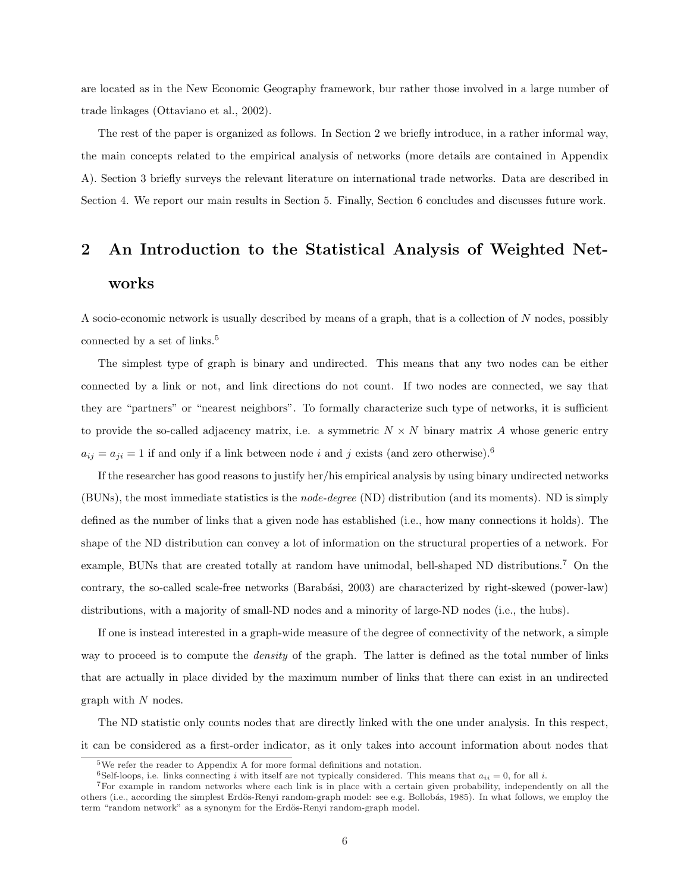are located as in the New Economic Geography framework, bur rather those involved in a large number of trade linkages (Ottaviano et al., 2002).

The rest of the paper is organized as follows. In Section 2 we briefly introduce, in a rather informal way, the main concepts related to the empirical analysis of networks (more details are contained in Appendix A). Section 3 briefly surveys the relevant literature on international trade networks. Data are described in Section 4. We report our main results in Section 5. Finally, Section 6 concludes and discusses future work.

# 2 An Introduction to the Statistical Analysis of Weighted Networks

A socio-economic network is usually described by means of a graph, that is a collection of $N$ nodes, possibly connected by a set of links.[5]

The simplest type of graph is binary and undirected. This means that any two nodes can be either connected by a link or not, and link directions do not count. If two nodes are connected, we say that they are "partners" or "nearest neighbors". To formally characterize such type of networks, it is sufficient to provide the so-called adjacency matrix, i.e. a symmetric $N \times N$ binary matrix $A$ whose generic entry $a_{ij} = a_{ji} = 1$ if and only if a link between node $i$ and $j$ exists (and zero otherwise).[6]

If the researcher has good reasons to justify her/his empirical analysis by using binary undirected networks (BUNs), the most immediate statistics is the *node-degree* (ND) distribution (and its moments). ND is simply defined as the number of links that a given node has established (i.e., how many connections it holds). The shape of the ND distribution can convey a lot of information on the structural properties of a network. For example, BUNs that are created totally at random have unimodal, bell-shaped ND distributions.[7] On the contrary, the so-called scale-free networks (Barabási, 2003) are characterized by right-skewed (power-law) distributions, with a majority of small-ND nodes and a minority of large-ND nodes (i.e., the hubs).

If one is instead interested in a graph-wide measure of the degree of connectivity of the network, a simple way to proceed is to compute the *density* of the graph. The latter is defined as the total number of links that are actually in place divided by the maximum number of links that there can exist in an undirected graph with $N$ nodes.

The ND statistic only counts nodes that are directly linked with the one under analysis. In this respect, it can be considered as a first-order indicator, as it only takes into account information about nodes that

[5] We refer the reader to Appendix A for more formal definitions and notation.

[6] Self-loops, i.e. links connecting $i$ with itself are not typically considered. This means that $a_{ii} = 0$, for all $i$.

[7] For example in random networks where each link is in place with a certain given probability, independently on all the others (i.e., according the simplest Erdös-Renyi random-graph model: see e.g. Bollobás, 1985). In what follows, we employ the term "random network" as a synonym for the Erdös-Renyi random-graph model.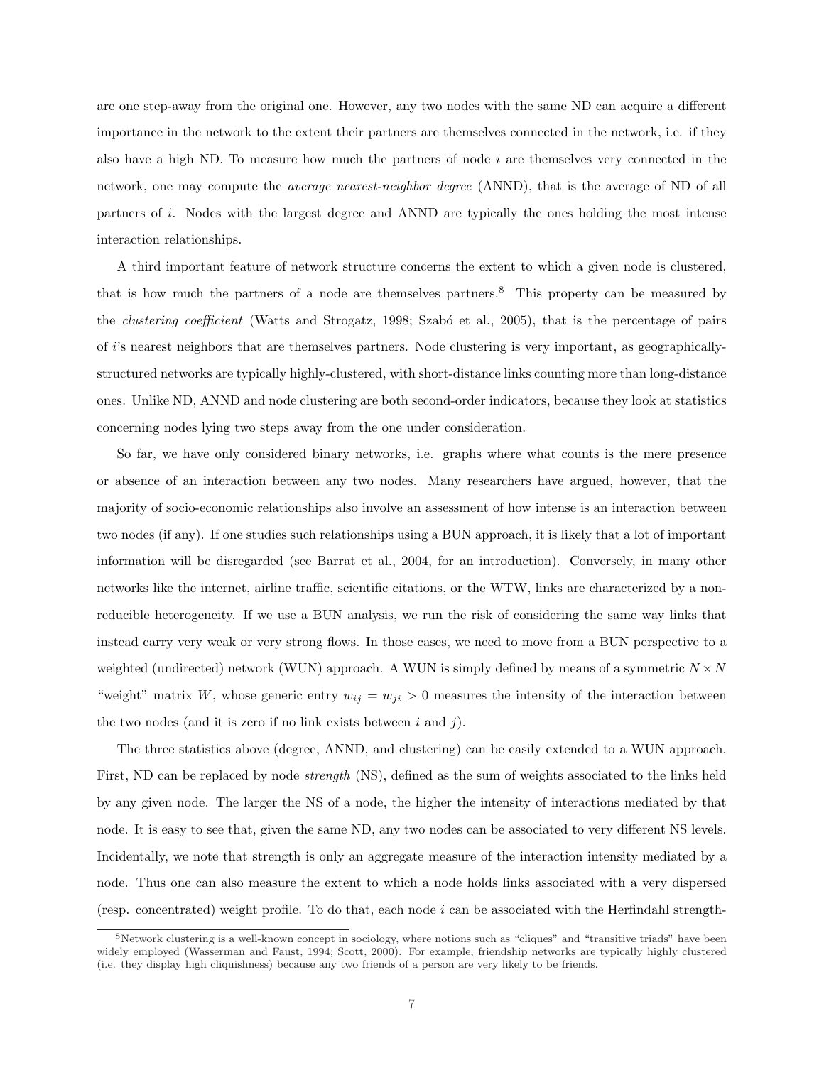are one step-away from the original one. However, any two nodes with the same ND can acquire a different importance in the network to the extent their partners are themselves connected in the network, i.e. if they also have a high ND. To measure how much the partners of node $i$ are themselves very connected in the network, one may compute the *average nearest-neighbor degree* (ANND), that is the average of ND of all partners of $i$. Nodes with the largest degree and ANND are typically the ones holding the most intense interaction relationships.

A third important feature of network structure concerns the extent to which a given node is clustered, that is how much the partners of a node are themselves partners.[8] This property can be measured by the *clustering coefficient* (Watts and Strogatz, 1998; Szabó et al., 2005), that is the percentage of pairs of $i$'s nearest neighbors that are themselves partners. Node clustering is very important, as geographically-structured networks are typically highly-clustered, with short-distance links counting more than long-distance ones. Unlike ND, ANND and node clustering are both second-order indicators, because they look at statistics concerning nodes lying two steps away from the one under consideration.

So far, we have only considered binary networks, i.e. graphs where what counts is the mere presence or absence of an interaction between any two nodes. Many researchers have argued, however, that the majority of socio-economic relationships also involve an assessment of how intense is an interaction between two nodes (if any). If one studies such relationships using a BUN approach, it is likely that a lot of important information will be disregarded (see Barrat et al., 2004, for an introduction). Conversely, in many other networks like the internet, airline traffic, scientific citations, or the WTW, links are characterized by a non-reducible heterogeneity. If we use a BUN analysis, we run the risk of considering the same way links that instead carry very weak or very strong flows. In those cases, we need to move from a BUN perspective to a weighted (undirected) network (WUN) approach. A WUN is simply defined by means of a symmetric $N \times N$ "weight" matrix $W$, whose generic entry $w_{ij} = w_{ji} > 0$ measures the intensity of the interaction between the two nodes (and it is zero if no link exists between $i$ and $j$).

The three statistics above (degree, ANND, and clustering) can be easily extended to a WUN approach. First, ND can be replaced by node *strength* (NS), defined as the sum of weights associated to the links held by any given node. The larger the NS of a node, the higher the intensity of interactions mediated by that node. It is easy to see that, given the same ND, any two nodes can be associated to very different NS levels. Incidentally, we note that strength is only an aggregate measure of the interaction intensity mediated by a node. Thus one can also measure the extent to which a node holds links associated with a very dispersed (resp. concentrated) weight profile. To do that, each node $i$ can be associated with the Herfindahl strength-

[8] Network clustering is a well-known concept in sociology, where notions such as "cliques" and "transitive triads" have been widely employed (Wasserman and Faust, 1994; Scott, 2000). For example, friendship networks are typically highly clustered (i.e. they display high cliquishness) because any two friends of a person are very likely to be friends.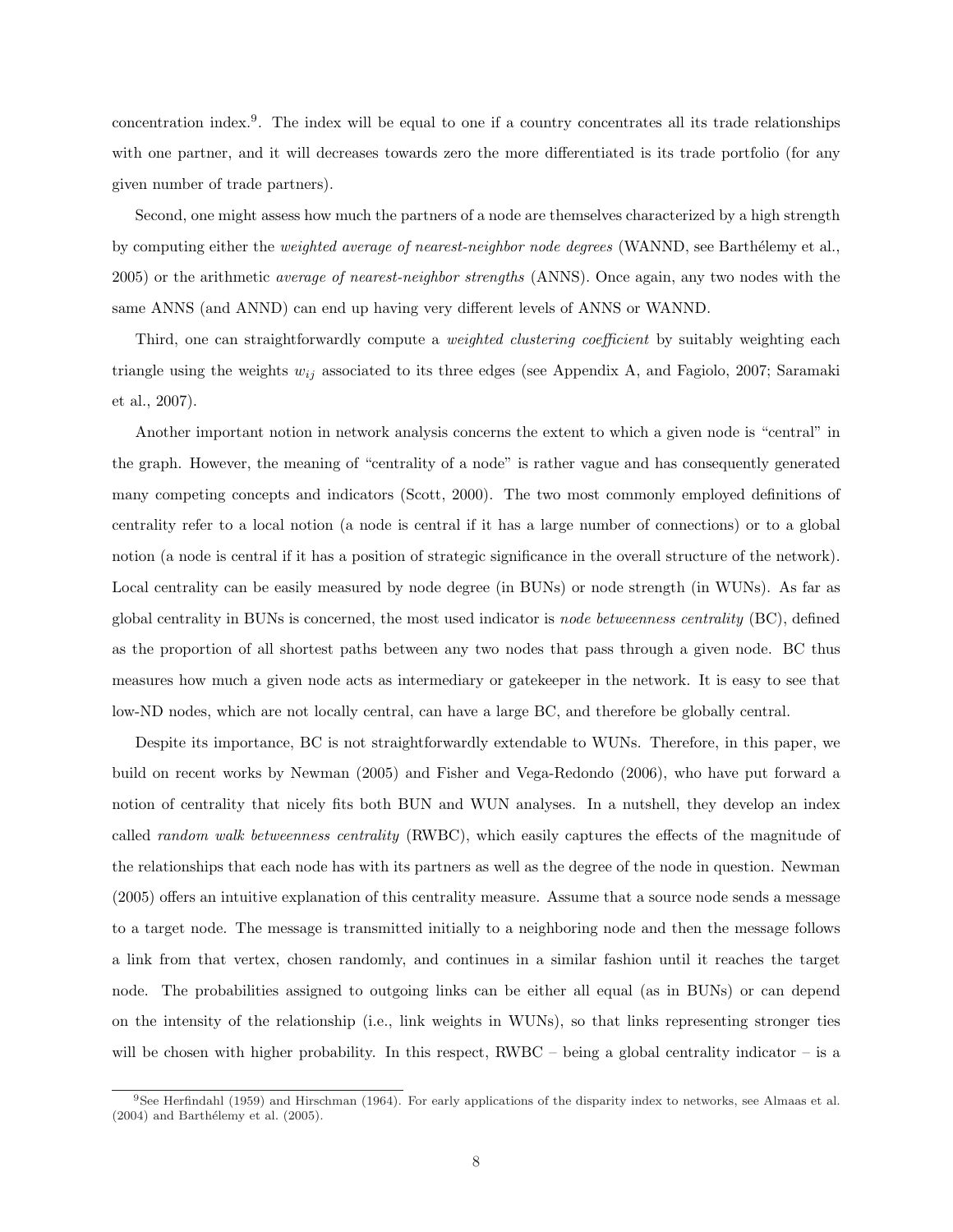concentration index.[9]. The index will be equal to one if a country concentrates all its trade relationships with one partner, and it will decreases towards zero the more differentiated is its trade portfolio (for any given number of trade partners).

Second, one might assess how much the partners of a node are themselves characterized by a high strength by computing either the *weighted average of nearest-neighbor node degrees* (WANND, see Barthélemy et al., 2005) or the arithmetic *average of nearest-neighbor strengths* (ANNS). Once again, any two nodes with the same ANNS (and ANND) can end up having very different levels of ANNS or WANND.

Third, one can straightforwardly compute a *weighted clustering coefficient* by suitably weighting each triangle using the weights $w_{ij}$ associated to its three edges (see Appendix A, and Fagiolo, 2007; Saramaki et al., 2007).

Another important notion in network analysis concerns the extent to which a given node is "central" in the graph. However, the meaning of "centrality of a node" is rather vague and has consequently generated many competing concepts and indicators (Scott, 2000). The two most commonly employed definitions of centrality refer to a local notion (a node is central if it has a large number of connections) or to a global notion (a node is central if it has a position of strategic significance in the overall structure of the network). Local centrality can be easily measured by node degree (in BUNs) or node strength (in WUNs). As far as global centrality in BUNs is concerned, the most used indicator is *node betweenness centrality* (BC), defined as the proportion of all shortest paths between any two nodes that pass through a given node. BC thus measures how much a given node acts as intermediary or gatekeeper in the network. It is easy to see that low-ND nodes, which are not locally central, can have a large BC, and therefore be globally central.

Despite its importance, BC is not straightforwardly extendable to WUNs. Therefore, in this paper, we build on recent works by Newman (2005) and Fisher and Vega-Redondo (2006), who have put forward a notion of centrality that nicely fits both BUN and WUN analyses. In a nutshell, they develop an index called *random walk betweenness centrality* (RWBC), which easily captures the effects of the magnitude of the relationships that each node has with its partners as well as the degree of the node in question. Newman (2005) offers an intuitive explanation of this centrality measure. Assume that a source node sends a message to a target node. The message is transmitted initially to a neighboring node and then the message follows a link from that vertex, chosen randomly, and continues in a similar fashion until it reaches the target node. The probabilities assigned to outgoing links can be either all equal (as in BUNs) or can depend on the intensity of the relationship (i.e., link weights in WUNs), so that links representing stronger ties will be chosen with higher probability. In this respect, RWBC – being a global centrality indicator – is a

[9]See Herfindahl (1959) and Hirschman (1964). For early applications of the disparity index to networks, see Almaas et al. (2004) and Barthélemy et al. (2005).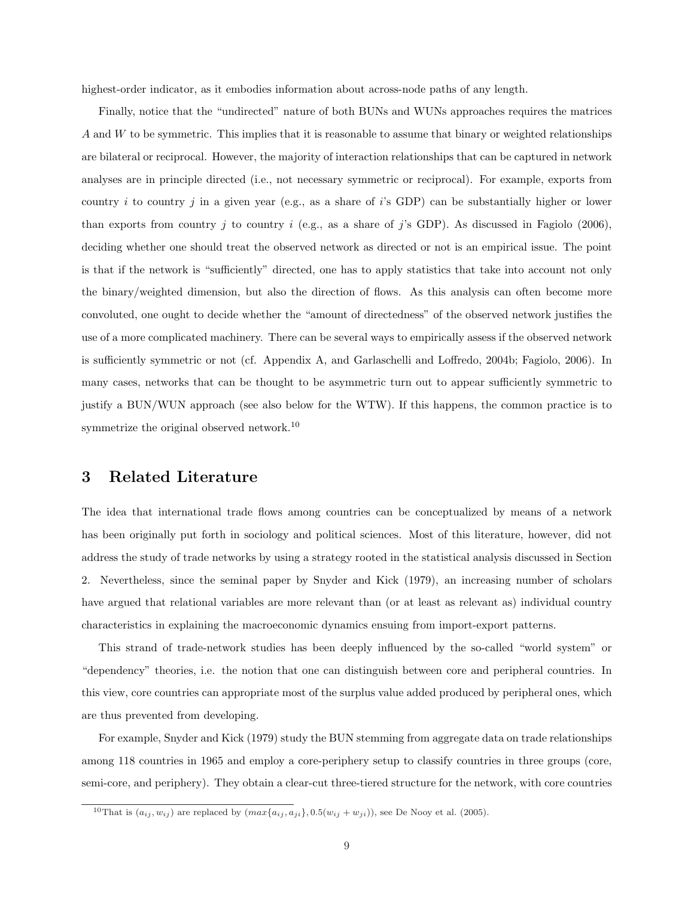highest-order indicator, as it embodies information about across-node paths of any length.

Finally, notice that the "undirected" nature of both BUNs and WUNs approaches requires the matrices $A$ and $W$ to be symmetric. This implies that it is reasonable to assume that binary or weighted relationships are bilateral or reciprocal. However, the majority of interaction relationships that can be captured in network analyses are in principle directed (i.e., not necessary symmetric or reciprocal). For example, exports from country $i$ to country $j$ in a given year (e.g., as a share of $i$'s GDP) can be substantially higher or lower than exports from country $j$ to country $i$ (e.g., as a share of $j$'s GDP). As discussed in Fagiolo (2006), deciding whether one should treat the observed network as directed or not is an empirical issue. The point is that if the network is "sufficiently" directed, one has to apply statistics that take into account not only the binary/weighted dimension, but also the direction of flows. As this analysis can often become more convoluted, one ought to decide whether the "amount of directedness" of the observed network justifies the use of a more complicated machinery. There can be several ways to empirically assess if the observed network is sufficiently symmetric or not (cf. Appendix A, and Garlaschelli and Loffredo, 2004b; Fagiolo, 2006). In many cases, networks that can be thought to be asymmetric turn out to appear sufficiently symmetric to justify a BUN/WUN approach (see also below for the WTW). If this happens, the common practice is to symmetrize the original observed network.[10]

## 3 Related Literature

The idea that international trade flows among countries can be conceptualized by means of a network has been originally put forth in sociology and political sciences. Most of this literature, however, did not address the study of trade networks by using a strategy rooted in the statistical analysis discussed in Section 2. Nevertheless, since the seminal paper by Snyder and Kick (1979), an increasing number of scholars have argued that relational variables are more relevant than (or at least as relevant as) individual country characteristics in explaining the macroeconomic dynamics ensuing from import-export patterns.

This strand of trade-network studies has been deeply influenced by the so-called "world system" or "dependency" theories, i.e. the notion that one can distinguish between core and peripheral countries. In this view, core countries can appropriate most of the surplus value added produced by peripheral ones, which are thus prevented from developing.

For example, Snyder and Kick (1979) study the BUN stemming from aggregate data on trade relationships among 118 countries in 1965 and employ a core-periphery setup to classify countries in three groups (core, semi-core, and periphery). They obtain a clear-cut three-tiered structure for the network, with core countries

[10] That is $(a_{ij}, w_{ij})$ are replaced by $(max\{a_{ij}, a_{ji}\}, 0.5(w_{ij} + w_{ji}))$, see De Nooy et al. (2005).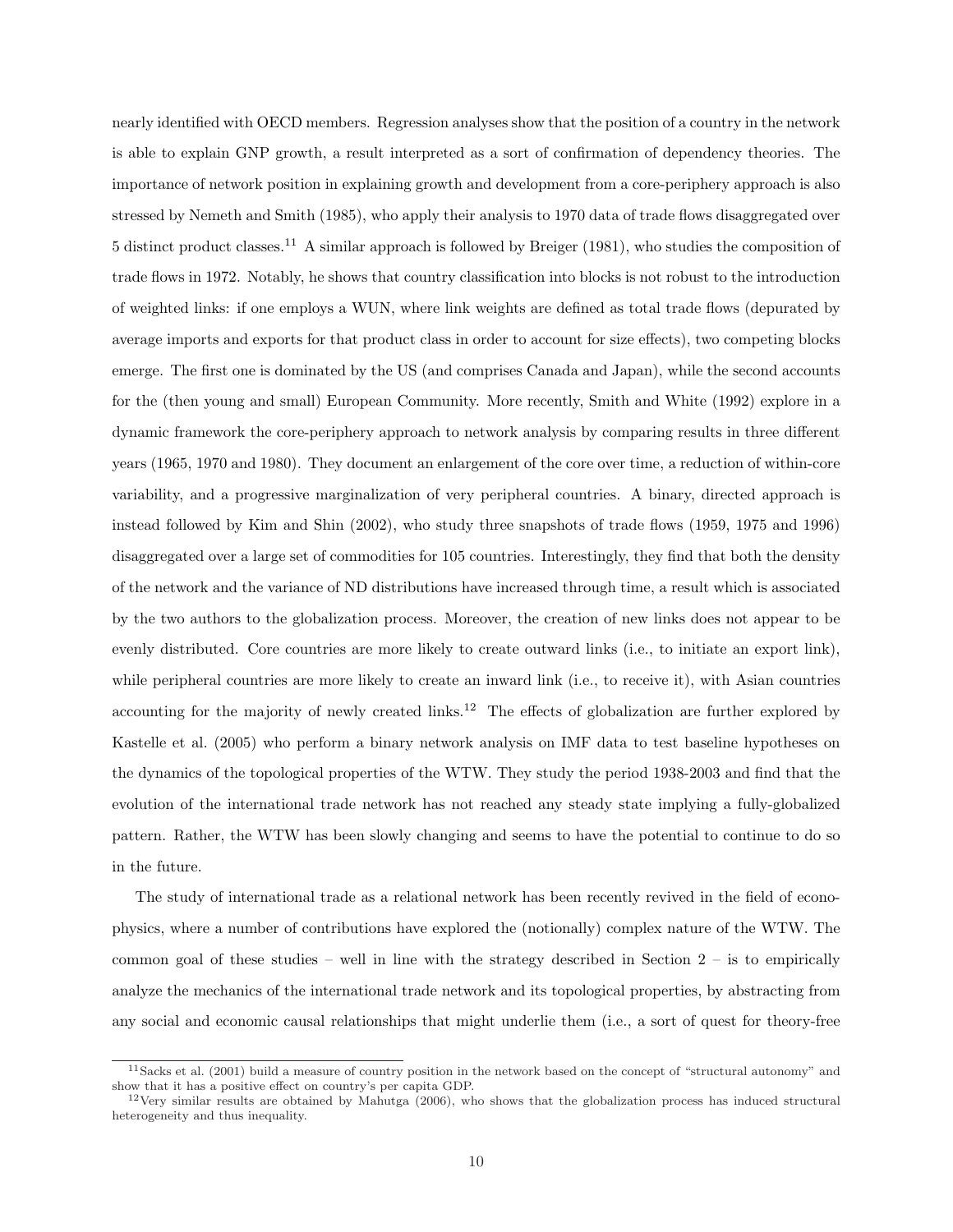nearly identified with OECD members. Regression analyses show that the position of a country in the network is able to explain GNP growth, a result interpreted as a sort of confirmation of dependency theories. The importance of network position in explaining growth and development from a core-periphery approach is also stressed by Nemeth and Smith (1985), who apply their analysis to 1970 data of trade flows disaggregated over 5 distinct product classes.[11] A similar approach is followed by Breiger (1981), who studies the composition of trade flows in 1972. Notably, he shows that country classification into blocks is not robust to the introduction of weighted links: if one employs a WUN, where link weights are defined as total trade flows (depurated by average imports and exports for that product class in order to account for size effects), two competing blocks emerge. The first one is dominated by the US (and comprises Canada and Japan), while the second accounts for the (then young and small) European Community. More recently, Smith and White (1992) explore in a dynamic framework the core-periphery approach to network analysis by comparing results in three different years (1965, 1970 and 1980). They document an enlargement of the core over time, a reduction of within-core variability, and a progressive marginalization of very peripheral countries. A binary, directed approach is instead followed by Kim and Shin (2002), who study three snapshots of trade flows (1959, 1975 and 1996) disaggregated over a large set of commodities for 105 countries. Interestingly, they find that both the density of the network and the variance of ND distributions have increased through time, a result which is associated by the two authors to the globalization process. Moreover, the creation of new links does not appear to be evenly distributed. Core countries are more likely to create outward links (i.e., to initiate an export link), while peripheral countries are more likely to create an inward link (i.e., to receive it), with Asian countries accounting for the majority of newly created links.[12] The effects of globalization are further explored by Kastelle et al. (2005) who perform a binary network analysis on IMF data to test baseline hypotheses on the dynamics of the topological properties of the WTW. They study the period 1938-2003 and find that the evolution of the international trade network has not reached any steady state implying a fully-globalized pattern. Rather, the WTW has been slowly changing and seems to have the potential to continue to do so in the future.

The study of international trade as a relational network has been recently revived in the field of econophysics, where a number of contributions have explored the (notionally) complex nature of the WTW. The common goal of these studies – well in line with the strategy described in Section 2 – is to empirically analyze the mechanics of the international trade network and its topological properties, by abstracting from any social and economic causal relationships that might underlie them (i.e., a sort of quest for theory-free

[11] Sacks et al. (2001) build a measure of country position in the network based on the concept of "structural autonomy" and show that it has a positive effect on country's per capita GDP.

[12] Very similar results are obtained by Mahutga (2006), who shows that the globalization process has induced structural heterogeneity and thus inequality.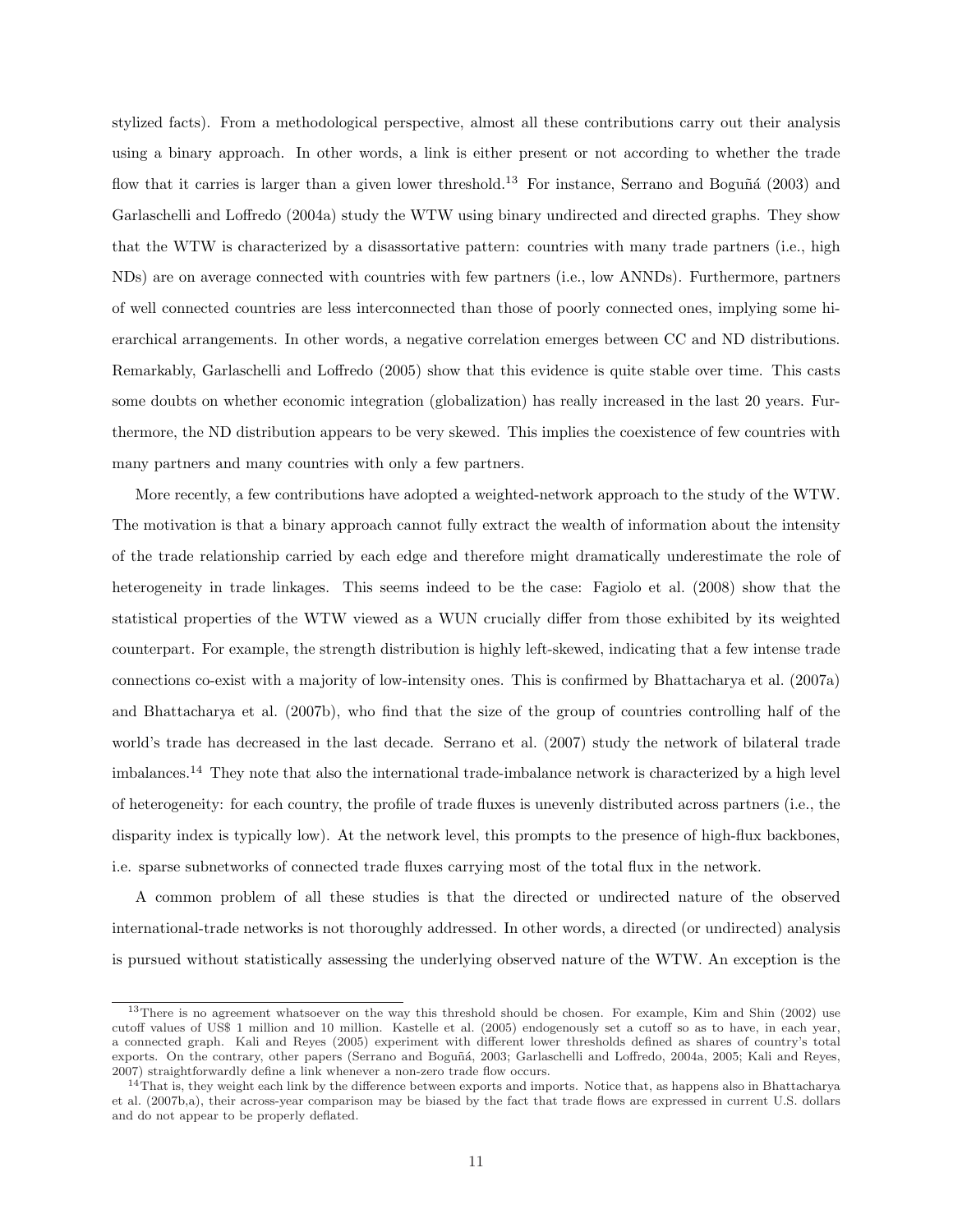stylized facts). From a methodological perspective, almost all these contributions carry out their analysis using a binary approach. In other words, a link is either present or not according to whether the trade flow that it carries is larger than a given lower threshold.[13] For instance, Serrano and Boguñá (2003) and Garlaschelli and Loffredo (2004a) study the WTW using binary undirected and directed graphs. They show that the WTW is characterized by a disassortative pattern: countries with many trade partners (i.e., high NDs) are on average connected with countries with few partners (i.e., low ANNDs). Furthermore, partners of well connected countries are less interconnected than those of poorly connected ones, implying some hierarchical arrangements. In other words, a negative correlation emerges between CC and ND distributions. Remarkably, Garlaschelli and Loffredo (2005) show that this evidence is quite stable over time. This casts some doubts on whether economic integration (globalization) has really increased in the last 20 years. Furthermore, the ND distribution appears to be very skewed. This implies the coexistence of few countries with many partners and many countries with only a few partners.

More recently, a few contributions have adopted a weighted-network approach to the study of the WTW. The motivation is that a binary approach cannot fully extract the wealth of information about the intensity of the trade relationship carried by each edge and therefore might dramatically underestimate the role of heterogeneity in trade linkages. This seems indeed to be the case: Fagiolo et al. (2008) show that the statistical properties of the WTW viewed as a WUN crucially differ from those exhibited by its weighted counterpart. For example, the strength distribution is highly left-skewed, indicating that a few intense trade connections co-exist with a majority of low-intensity ones. This is confirmed by Bhattacharya et al. (2007a) and Bhattacharya et al. (2007b), who find that the size of the group of countries controlling half of the world's trade has decreased in the last decade. Serrano et al. (2007) study the network of bilateral trade imbalances.[14] They note that also the international trade-imbalance network is characterized by a high level of heterogeneity: for each country, the profile of trade fluxes is unevenly distributed across partners (i.e., the disparity index is typically low). At the network level, this prompts to the presence of high-flux backbones, i.e. sparse subnetworks of connected trade fluxes carrying most of the total flux in the network.

A common problem of all these studies is that the directed or undirected nature of the observed international-trade networks is not thoroughly addressed. In other words, a directed (or undirected) analysis is pursued without statistically assessing the underlying observed nature of the WTW. An exception is the

[13] There is no agreement whatsoever on the way this threshold should be chosen. For example, Kim and Shin (2002) use cutoff values of US$ 1 million and 10 million. Kastelle et al. (2005) endogenously set a cutoff so as to have, in each year, a connected graph. Kali and Reyes (2005) experiment with different lower thresholds defined as shares of country's total exports. On the contrary, other papers (Serrano and Boguñá, 2003; Garlaschelli and Loffredo, 2004a, 2005; Kali and Reyes, 2007) straightforwardly define a link whenever a non-zero trade flow occurs.

[14] That is, they weight each link by the difference between exports and imports. Notice that, as happens also in Bhattacharya et al. (2007b,a), their across-year comparison may be biased by the fact that trade flows are expressed in current U.S. dollars and do not appear to be properly deflated.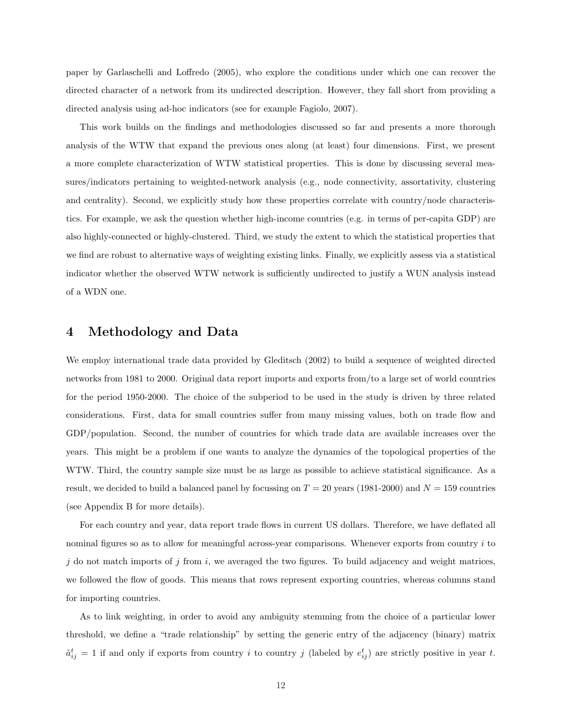paper by Garlaschelli and Loffredo (2005), who explore the conditions under which one can recover the directed character of a network from its undirected description. However, they fall short from providing a directed analysis using ad-hoc indicators (see for example Fagiolo, 2007).

This work builds on the findings and methodologies discussed so far and presents a more thorough analysis of the WTW that expand the previous ones along (at least) four dimensions. First, we present a more complete characterization of WTW statistical properties. This is done by discussing several measures/indicators pertaining to weighted-network analysis (e.g., node connectivity, assortativity, clustering and centrality). Second, we explicitly study how these properties correlate with country/node characteristics. For example, we ask the question whether high-income countries (e.g. in terms of per-capita GDP) are also highly-connected or highly-clustered. Third, we study the extent to which the statistical properties that we find are robust to alternative ways of weighting existing links. Finally, we explicitly assess via a statistical indicator whether the observed WTW network is sufficiently undirected to justify a WUN analysis instead of a WDN one.

# 4 Methodology and Data

We employ international trade data provided by Gleditsch (2002) to build a sequence of weighted directed networks from 1981 to 2000. Original data report imports and exports from/to a large set of world countries for the period 1950-2000. The choice of the subperiod to be used in the study is driven by three related considerations. First, data for small countries suffer from many missing values, both on trade flow and GDP/population. Second, the number of countries for which trade data are available increases over the years. This might be a problem if one wants to analyze the dynamics of the topological properties of the WTW. Third, the country sample size must be as large as possible to achieve statistical significance. As a result, we decided to build a balanced panel by focussing on $T = 20$ years (1981-2000) and $N = 159$ countries (see Appendix B for more details).

For each country and year, data report trade flows in current US dollars. Therefore, we have deflated all nominal figures so as to allow for meaningful across-year comparisons. Whenever exports from country $i$ to $j$ do not match imports of $j$ from $i$, we averaged the two figures. To build adjacency and weight matrices, we followed the flow of goods. This means that rows represent exporting countries, whereas columns stand for importing countries.

As to link weighting, in order to avoid any ambiguity stemming from the choice of a particular lower threshold, we define a "trade relationship" by setting the generic entry of the adjacency (binary) matrix $\tilde{a}^t_{ij} = 1$ if and only if exports from country $i$ to country $j$ (labeled by $e^t_{ij}$) are strictly positive in year $t$.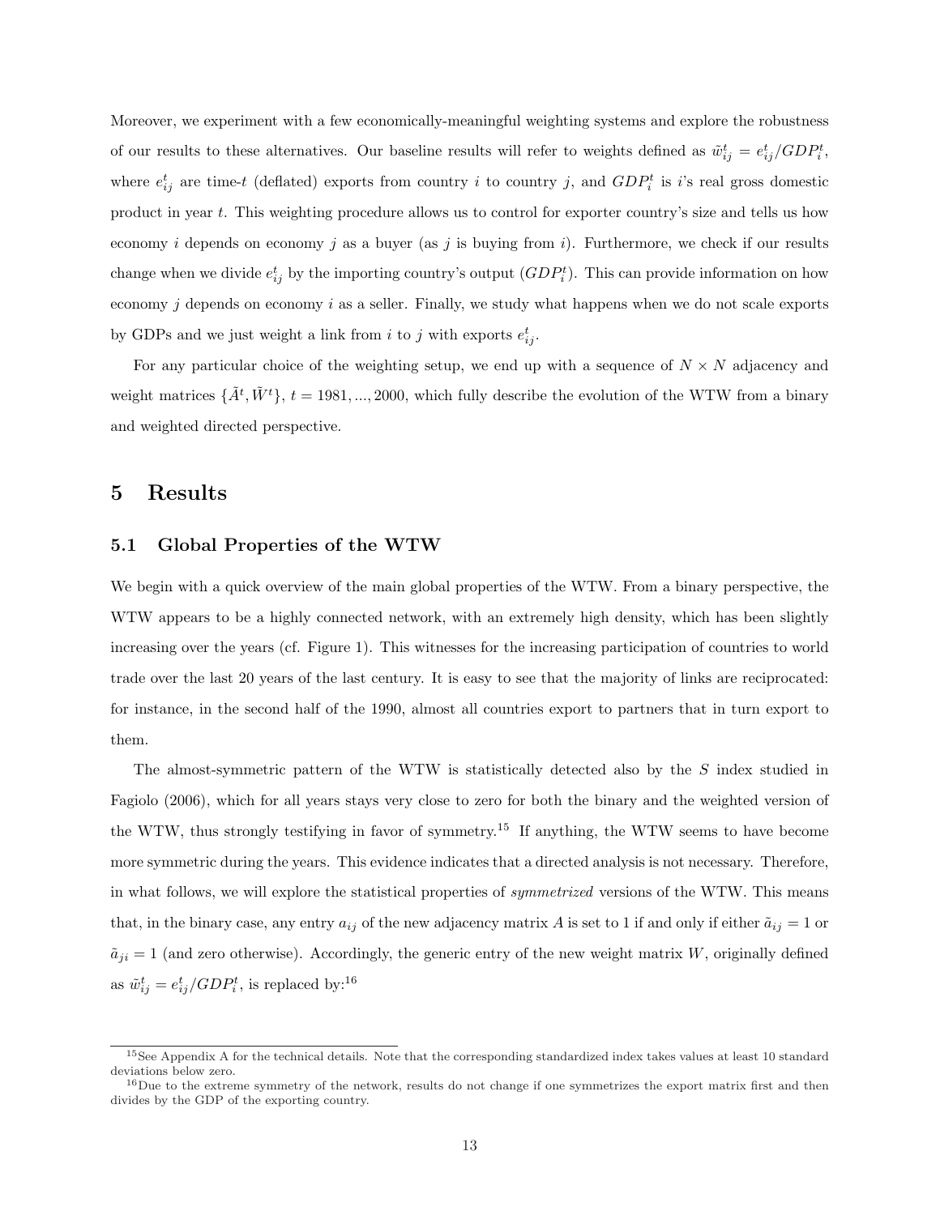Moreover, we experiment with a few economically-meaningful weighting systems and explore the robustness of our results to these alternatives. Our baseline results will refer to weights defined as $\tilde{w}_{ij}^t = e_{ij}^t / GDP_i^t$, where $e_{ij}^t$ are time-$t$ (deflated) exports from country $i$ to country $j$, and $GDP_i^t$ is $i$'s real gross domestic product in year $t$. This weighting procedure allows us to control for exporter country's size and tells us how economy $i$ depends on economy $j$ as a buyer (as $j$ is buying from $i$). Furthermore, we check if our results change when we divide $e_{ij}^t$ by the importing country's output ($GDP_j^t$). This can provide information on how economy $j$ depends on economy $i$ as a seller. Finally, we study what happens when we do not scale exports by GDPs and we just weight a link from $i$ to $j$ with exports $e_{ij}^t$.

For any particular choice of the weighting setup, we end up with a sequence of $N \times N$ adjacency and weight matrices $\{\tilde{A}^t, \tilde{W}^t\}$, $t = 1981, ..., 2000$, which fully describe the evolution of the WTW from a binary and weighted directed perspective.

# 5 Results

## 5.1 Global Properties of the WTW

We begin with a quick overview of the main global properties of the WTW. From a binary perspective, the WTW appears to be a highly connected network, with an extremely high density, which has been slightly increasing over the years (cf. Figure 1). This witnesses for the increasing participation of countries to world trade over the last 20 years of the last century. It is easy to see that the majority of links are reciprocated: for instance, in the second half of the 1990, almost all countries export to partners that in turn export to them.

The almost-symmetric pattern of the WTW is statistically detected also by the $S$ index studied in Fagiolo (2006), which for all years stays very close to zero for both the binary and the weighted version of the WTW, thus strongly testifying in favor of symmetry.[15] If anything, the WTW seems to have become more symmetric during the years. This evidence indicates that a directed analysis is not necessary. Therefore, in what follows, we will explore the statistical properties of *symmetrized* versions of the WTW. This means that, in the binary case, any entry $a_{ij}$ of the new adjacency matrix $A$ is set to 1 if and only if either $\tilde{a}_{ij} = 1$ or $\tilde{a}_{ji} = 1$ (and zero otherwise). Accordingly, the generic entry of the new weight matrix $W$, originally defined as $\tilde{w}_{ij}^t = e_{ij}^t / GDP_i^t$, is replaced by:[16]

---

[15] See Appendix A for the technical details. Note that the corresponding standardized index takes values at least 10 standard deviations below zero.

[16] Due to the extreme symmetry of the network, results do not change if one symmetrizes the export matrix first and then divides by the GDP of the exporting country.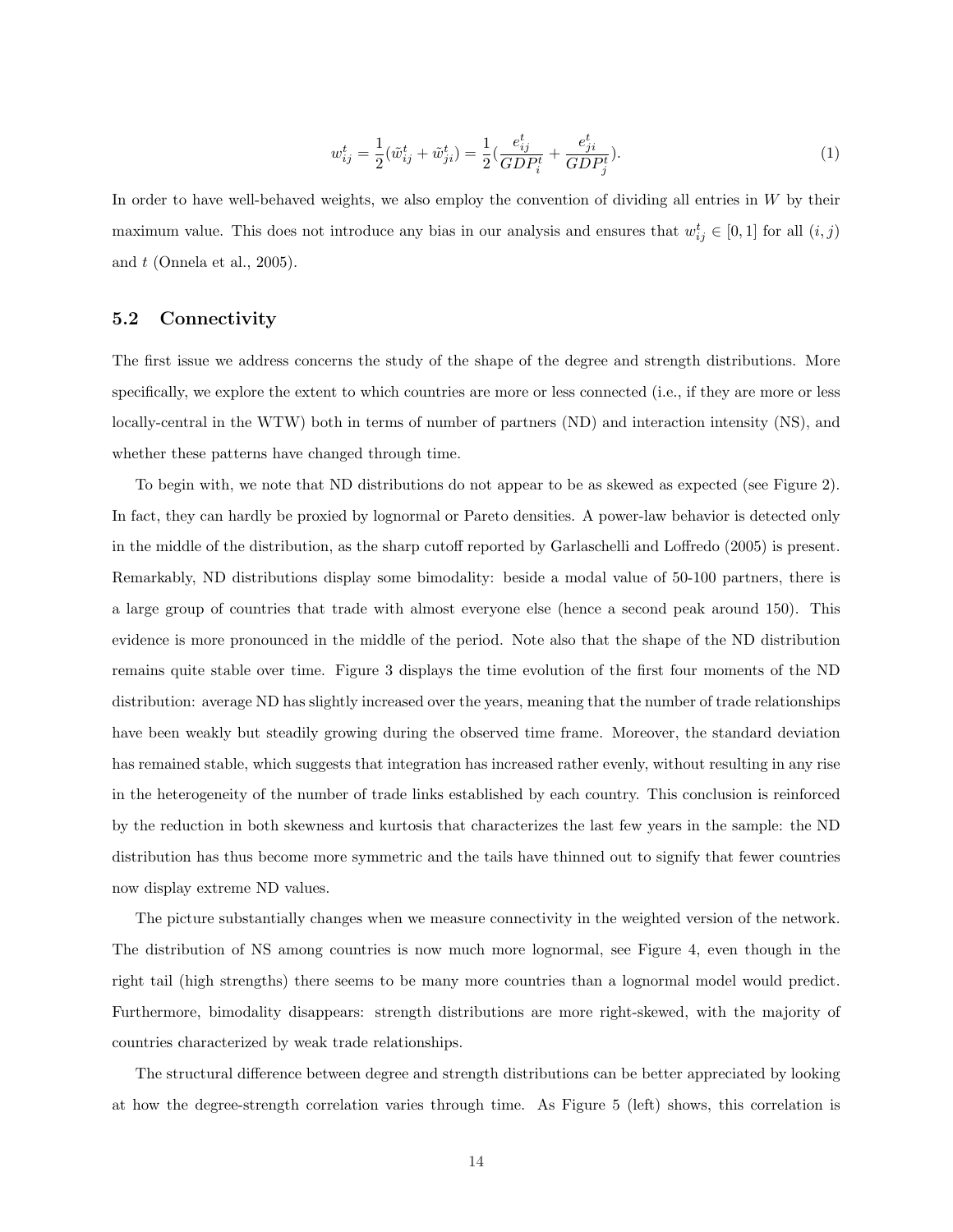$$w_{ij}^t = \frac{1}{2}(\tilde{w}_{ij}^t + \tilde{w}_{ji}^t) = \frac{1}{2}(\frac{e_{ij}^t}{GDP_i^t} + \frac{e_{ji}^t}{GDP_j^t}). \tag{1}$$

In order to have well-behaved weights, we also employ the convention of dividing all entries in $W$ by their maximum value. This does not introduce any bias in our analysis and ensures that $w_{ij}^t \in [0, 1]$ for all $(i, j)$ and $t$ (Onnela et al., 2005).

### 5.2 Connectivity

The first issue we address concerns the study of the shape of the degree and strength distributions. More specifically, we explore the extent to which countries are more or less connected (i.e., if they are more or less locally-central in the WTW) both in terms of number of partners (ND) and interaction intensity (NS), and whether these patterns have changed through time.

To begin with, we note that ND distributions do not appear to be as skewed as expected (see Figure 2). In fact, they can hardly be proxied by lognormal or Pareto densities. A power-law behavior is detected only in the middle of the distribution, as the sharp cutoff reported by Garlaschelli and Loffredo (2005) is present. Remarkably, ND distributions display some bimodality: beside a modal value of 50-100 partners, there is a large group of countries that trade with almost everyone else (hence a second peak around 150). This evidence is more pronounced in the middle of the period. Note also that the shape of the ND distribution remains quite stable over time. Figure 3 displays the time evolution of the first four moments of the ND distribution: average ND has slightly increased over the years, meaning that the number of trade relationships have been weakly but steadily growing during the observed time frame. Moreover, the standard deviation has remained stable, which suggests that integration has increased rather evenly, without resulting in any rise in the heterogeneity of the number of trade links established by each country. This conclusion is reinforced by the reduction in both skewness and kurtosis that characterizes the last few years in the sample: the ND distribution has thus become more symmetric and the tails have thinned out to signify that fewer countries now display extreme ND values.

The picture substantially changes when we measure connectivity in the weighted version of the network. The distribution of NS among countries is now much more lognormal, see Figure 4, even though in the right tail (high strengths) there seems to be many more countries than a lognormal model would predict. Furthermore, bimodality disappears: strength distributions are more right-skewed, with the majority of countries characterized by weak trade relationships.

The structural difference between degree and strength distributions can be better appreciated by looking at how the degree-strength correlation varies through time. As Figure 5 (left) shows, this correlation is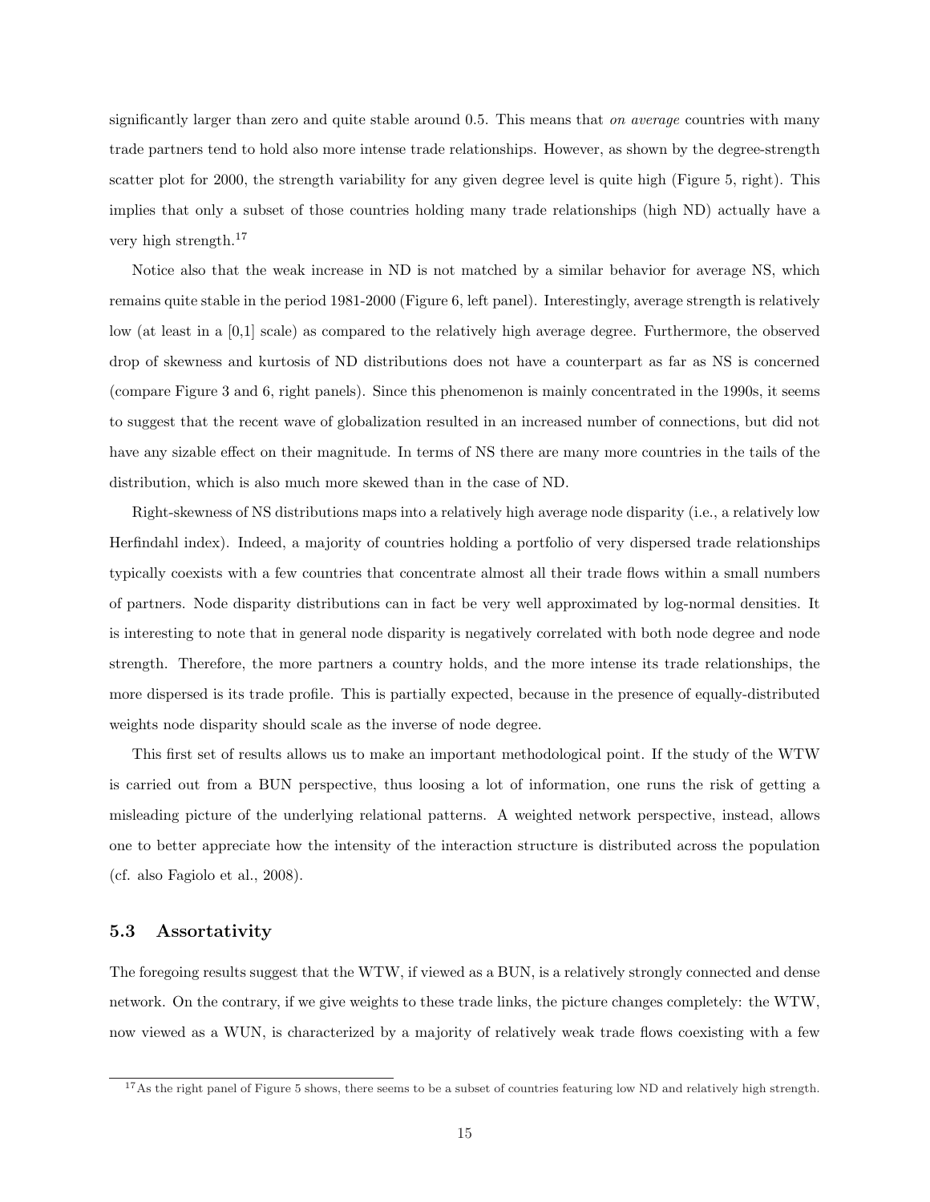significantly larger than zero and quite stable around 0.5. This means that *on average* countries with many trade partners tend to hold also more intense trade relationships. However, as shown by the degree-strength scatter plot for 2000, the strength variability for any given degree level is quite high (Figure 5, right). This implies that only a subset of those countries holding many trade relationships (high ND) actually have a very high strength.[17]

Notice also that the weak increase in ND is not matched by a similar behavior for average NS, which remains quite stable in the period 1981-2000 (Figure 6, left panel). Interestingly, average strength is relatively low (at least in a [0,1] scale) as compared to the relatively high average degree. Furthermore, the observed drop of skewness and kurtosis of ND distributions does not have a counterpart as far as NS is concerned (compare Figure 3 and 6, right panels). Since this phenomenon is mainly concentrated in the 1990s, it seems to suggest that the recent wave of globalization resulted in an increased number of connections, but did not have any sizable effect on their magnitude. In terms of NS there are many more countries in the tails of the distribution, which is also much more skewed than in the case of ND.

Right-skewness of NS distributions maps into a relatively high average node disparity (i.e., a relatively low Herfindahl index). Indeed, a majority of countries holding a portfolio of very dispersed trade relationships typically coexists with a few countries that concentrate almost all their trade flows within a small numbers of partners. Node disparity distributions can in fact be very well approximated by log-normal densities. It is interesting to note that in general node disparity is negatively correlated with both node degree and node strength. Therefore, the more partners a country holds, and the more intense its trade relationships, the more dispersed is its trade profile. This is partially expected, because in the presence of equally-distributed weights node disparity should scale as the inverse of node degree.

This first set of results allows us to make an important methodological point. If the study of the WTW is carried out from a BUN perspective, thus loosing a lot of information, one runs the risk of getting a misleading picture of the underlying relational patterns. A weighted network perspective, instead, allows one to better appreciate how the intensity of the interaction structure is distributed across the population (cf. also Fagiolo et al., 2008).

### 5.3 Assortativity

The foregoing results suggest that the WTW, if viewed as a BUN, is a relatively strongly connected and dense network. On the contrary, if we give weights to these trade links, the picture changes completely: the WTW, now viewed as a WUN, is characterized by a majority of relatively weak trade flows coexisting with a few

[17] As the right panel of Figure 5 shows, there seems to be a subset of countries featuring low ND and relatively high strength.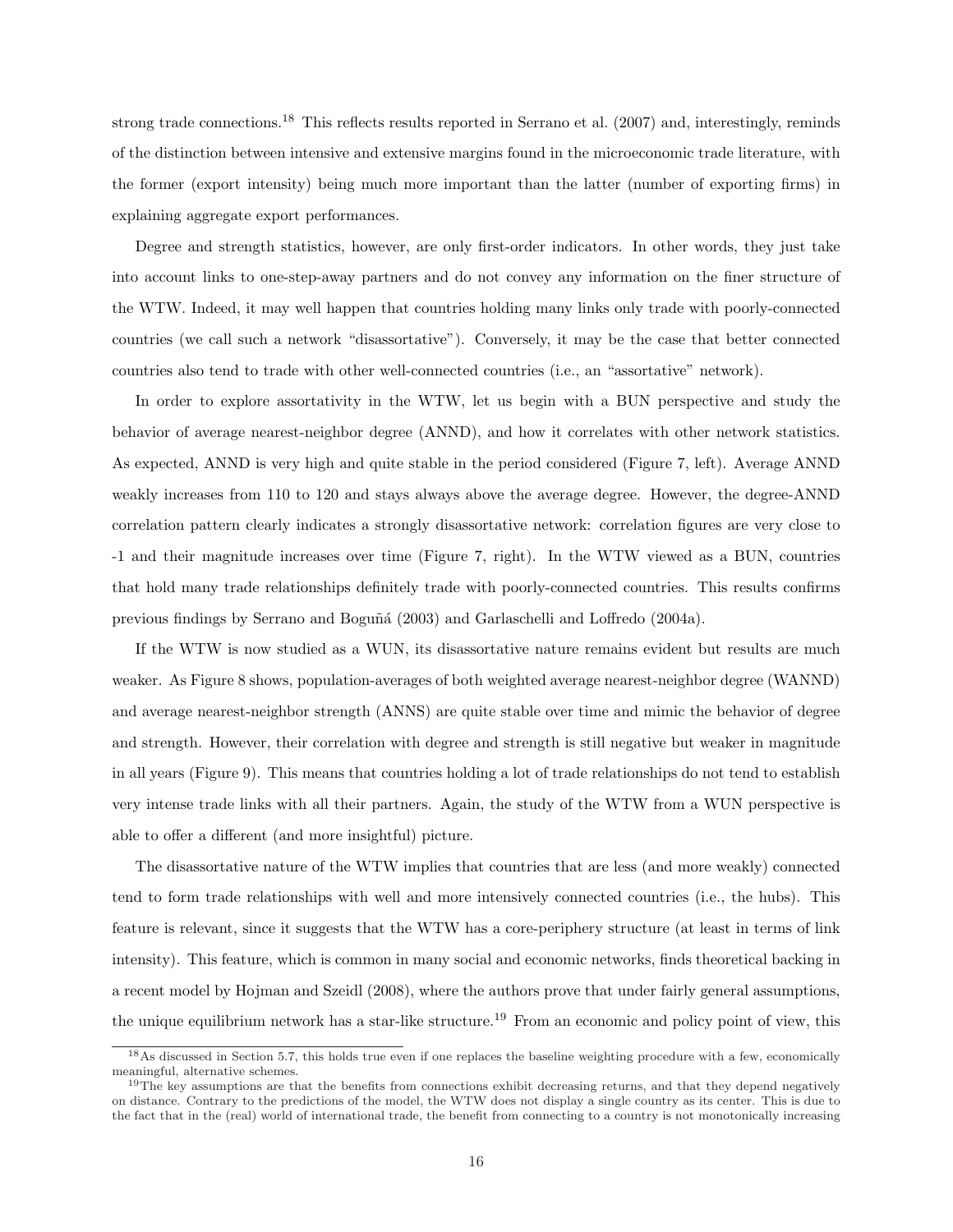strong trade connections.[18] This reflects results reported in Serrano et al. (2007) and, interestingly, reminds of the distinction between intensive and extensive margins found in the microeconomic trade literature, with the former (export intensity) being much more important than the latter (number of exporting firms) in explaining aggregate export performances.

Degree and strength statistics, however, are only first-order indicators. In other words, they just take into account links to one-step-away partners and do not convey any information on the finer structure of the WTW. Indeed, it may well happen that countries holding many links only trade with poorly-connected countries (we call such a network "disassortative"). Conversely, it may be the case that better connected countries also tend to trade with other well-connected countries (i.e., an "assortative" network).

In order to explore assortativity in the WTW, let us begin with a BUN perspective and study the behavior of average nearest-neighbor degree (ANND), and how it correlates with other network statistics. As expected, ANND is very high and quite stable in the period considered (Figure 7, left). Average ANND weakly increases from 110 to 120 and stays always above the average degree. However, the degree-ANND correlation pattern clearly indicates a strongly disassortative network: correlation figures are very close to -1 and their magnitude increases over time (Figure 7, right). In the WTW viewed as a BUN, countries that hold many trade relationships definitely trade with poorly-connected countries. This results confirms previous findings by Serrano and Boguñá (2003) and Garlaschelli and Loffredo (2004a).

If the WTW is now studied as a WUN, its disassortative nature remains evident but results are much weaker. As Figure 8 shows, population-averages of both weighted average nearest-neighbor degree (WANND) and average nearest-neighbor strength (ANNS) are quite stable over time and mimic the behavior of degree and strength. However, their correlation with degree and strength is still negative but weaker in magnitude in all years (Figure 9). This means that countries holding a lot of trade relationships do not tend to establish very intense trade links with all their partners. Again, the study of the WTW from a WUN perspective is able to offer a different (and more insightful) picture.

The disassortative nature of the WTW implies that countries that are less (and more weakly) connected tend to form trade relationships with well and more intensively connected countries (i.e., the hubs). This feature is relevant, since it suggests that the WTW has a core-periphery structure (at least in terms of link intensity). This feature, which is common in many social and economic networks, finds theoretical backing in a recent model by Hojman and Szeidl (2008), where the authors prove that under fairly general assumptions, the unique equilibrium network has a star-like structure.[19] From an economic and policy point of view, this

[18] As discussed in Section 5.7, this holds true even if one replaces the baseline weighting procedure with a few, economically meaningful, alternative schemes.

[19] The key assumptions are that the benefits from connections exhibit decreasing returns, and that they depend negatively on distance. Contrary to the predictions of the model, the WTW does not display a single country as its center. This is due to the fact that in the (real) world of international trade, the benefit from connecting to a country is not monotonically increasing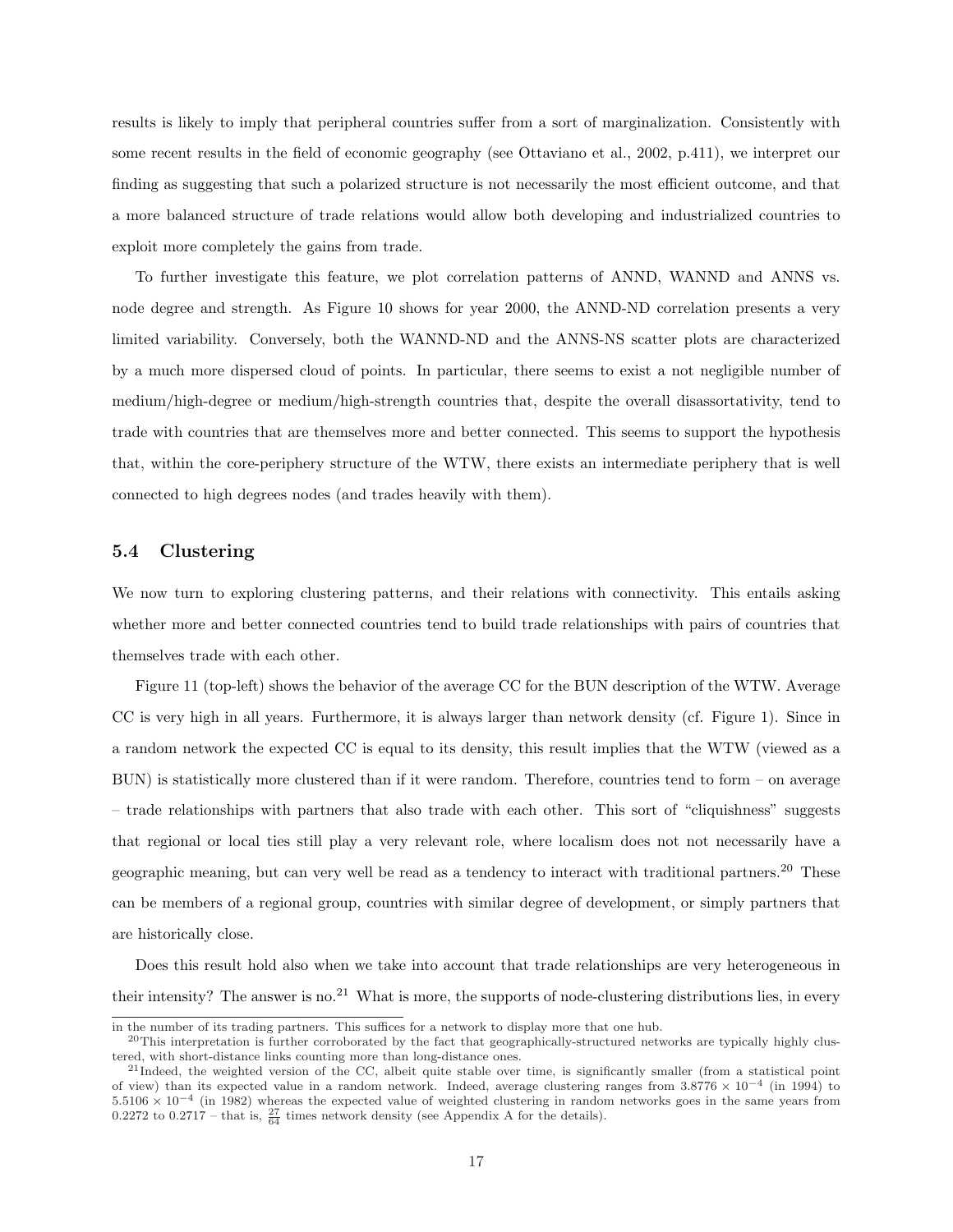results is likely to imply that peripheral countries suffer from a sort of marginalization. Consistently with some recent results in the field of economic geography (see Ottaviano et al., 2002, p.411), we interpret our finding as suggesting that such a polarized structure is not necessarily the most efficient outcome, and that a more balanced structure of trade relations would allow both developing and industrialized countries to exploit more completely the gains from trade.

To further investigate this feature, we plot correlation patterns of ANND, WANND and ANNS vs. node degree and strength. As Figure 10 shows for year 2000, the ANND-ND correlation presents a very limited variability. Conversely, both the WANND-ND and the ANNS-NS scatter plots are characterized by a much more dispersed cloud of points. In particular, there seems to exist a not negligible number of medium/high-degree or medium/high-strength countries that, despite the overall disassortativity, tend to trade with countries that are themselves more and better connected. This seems to support the hypothesis that, within the core-periphery structure of the WTW, there exists an intermediate periphery that is well connected to high degrees nodes (and trades heavily with them).

### 5.4 Clustering

We now turn to exploring clustering patterns, and their relations with connectivity. This entails asking whether more and better connected countries tend to build trade relationships with pairs of countries that themselves trade with each other.

Figure 11 (top-left) shows the behavior of the average CC for the BUN description of the WTW. Average CC is very high in all years. Furthermore, it is always larger than network density (cf. Figure 1). Since in a random network the expected CC is equal to its density, this result implies that the WTW (viewed as a BUN) is statistically more clustered than if it were random. Therefore, countries tend to form – on average – trade relationships with partners that also trade with each other. This sort of "cliquishness" suggests that regional or local ties still play a very relevant role, where localism does not not necessarily have a geographic meaning, but can very well be read as a tendency to interact with traditional partners.[20] These can be members of a regional group, countries with similar degree of development, or simply partners that are historically close.

Does this result hold also when we take into account that trade relationships are very heterogeneous in their intensity? The answer is no.[21] What is more, the supports of node-clustering distributions lies, in every

---

in the number of its trading partners. This suffices for a network to display more that one hub.

[20] This interpretation is further corroborated by the fact that geographically-structured networks are typically highly clustered, with short-distance links counting more than long-distance ones.

[21] Indeed, the weighted version of the CC, albeit quite stable over time, is significantly smaller (from a statistical point of view) than its expected value in a random network. Indeed, average clustering ranges from $3.8776 \times 10^{-4}$ (in 1994) to $5.5106 \times 10^{-4}$ (in 1982) whereas the expected value of weighted clustering in random networks goes in the same years from 0.2272 to 0.2717 – that is, $\frac{27}{64}$ times network density (see Appendix A for the details).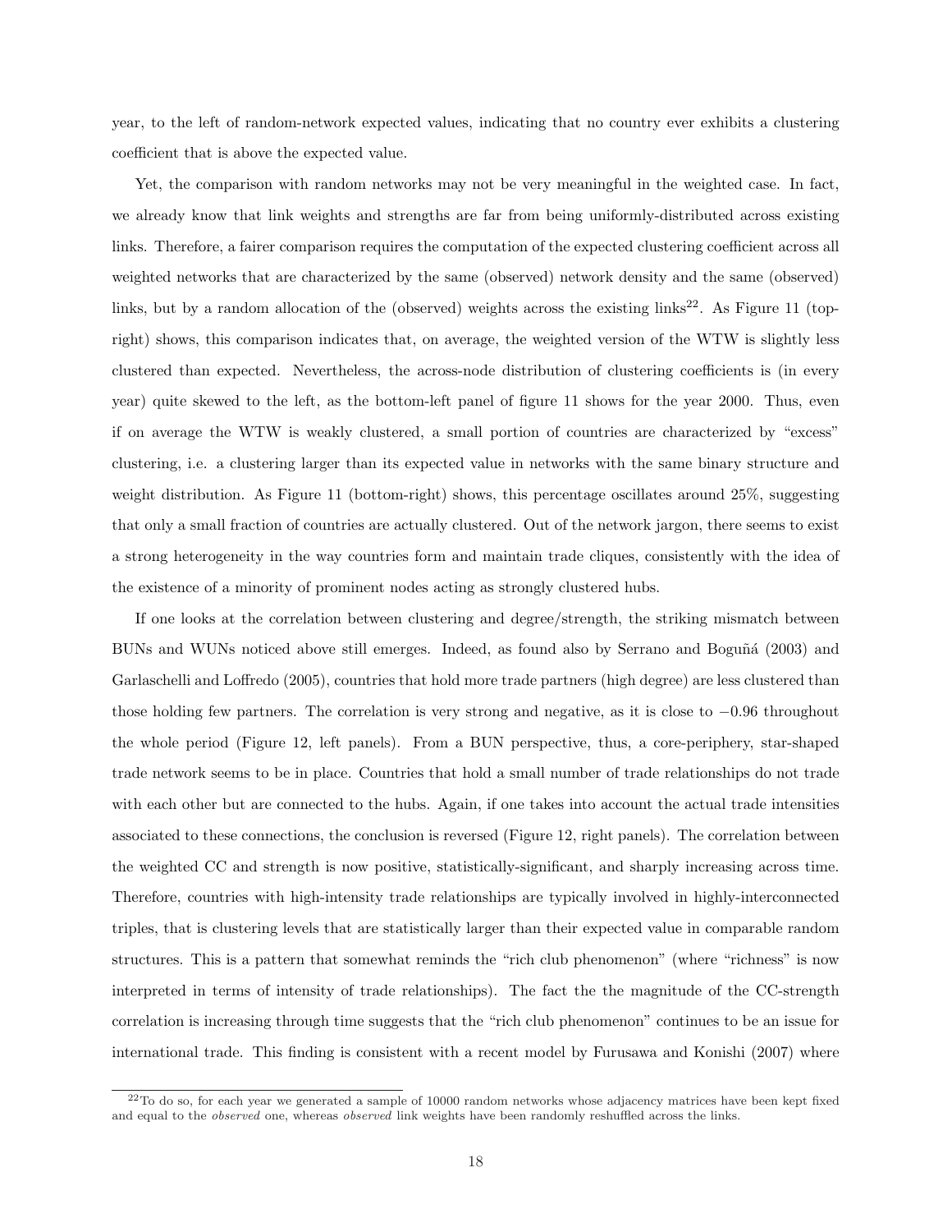year, to the left of random-network expected values, indicating that no country ever exhibits a clustering coefficient that is above the expected value.

Yet, the comparison with random networks may not be very meaningful in the weighted case. In fact, we already know that link weights and strengths are far from being uniformly-distributed across existing links. Therefore, a fairer comparison requires the computation of the expected clustering coefficient across all weighted networks that are characterized by the same (observed) network density and the same (observed) links, but by a random allocation of the (observed) weights across the existing links[22]. As Figure 11 (top-right) shows, this comparison indicates that, on average, the weighted version of the WTW is slightly less clustered than expected. Nevertheless, the across-node distribution of clustering coefficients is (in every year) quite skewed to the left, as the bottom-left panel of figure 11 shows for the year 2000. Thus, even if on average the WTW is weakly clustered, a small portion of countries are characterized by "excess" clustering, i.e. a clustering larger than its expected value in networks with the same binary structure and weight distribution. As Figure 11 (bottom-right) shows, this percentage oscillates around 25%, suggesting that only a small fraction of countries are actually clustered. Out of the network jargon, there seems to exist a strong heterogeneity in the way countries form and maintain trade cliques, consistently with the idea of the existence of a minority of prominent nodes acting as strongly clustered hubs.

If one looks at the correlation between clustering and degree/strength, the striking mismatch between BUNs and WUNs noticed above still emerges. Indeed, as found also by Serrano and Boguñá (2003) and Garlaschelli and Loffredo (2005), countries that hold more trade partners (high degree) are less clustered than those holding few partners. The correlation is very strong and negative, as it is close to $-0.96$ throughout the whole period (Figure 12, left panels). From a BUN perspective, thus, a core-periphery, star-shaped trade network seems to be in place. Countries that hold a small number of trade relationships do not trade with each other but are connected to the hubs. Again, if one takes into account the actual trade intensities associated to these connections, the conclusion is reversed (Figure 12, right panels). The correlation between the weighted CC and strength is now positive, statistically-significant, and sharply increasing across time. Therefore, countries with high-intensity trade relationships are typically involved in highly-interconnected triples, that is clustering levels that are statistically larger than their expected value in comparable random structures. This is a pattern that somewhat reminds the "rich club phenomenon" (where "richness" is now interpreted in terms of intensity of trade relationships). The fact the the magnitude of the CC-strength correlation is increasing through time suggests that the "rich club phenomenon" continues to be an issue for international trade. This finding is consistent with a recent model by Furusawa and Konishi (2007) where

[22] To do so, for each year we generated a sample of 10000 random networks whose adjacency matrices have been kept fixed and equal to the *observed* one, whereas *observed* link weights have been randomly reshuffled across the links.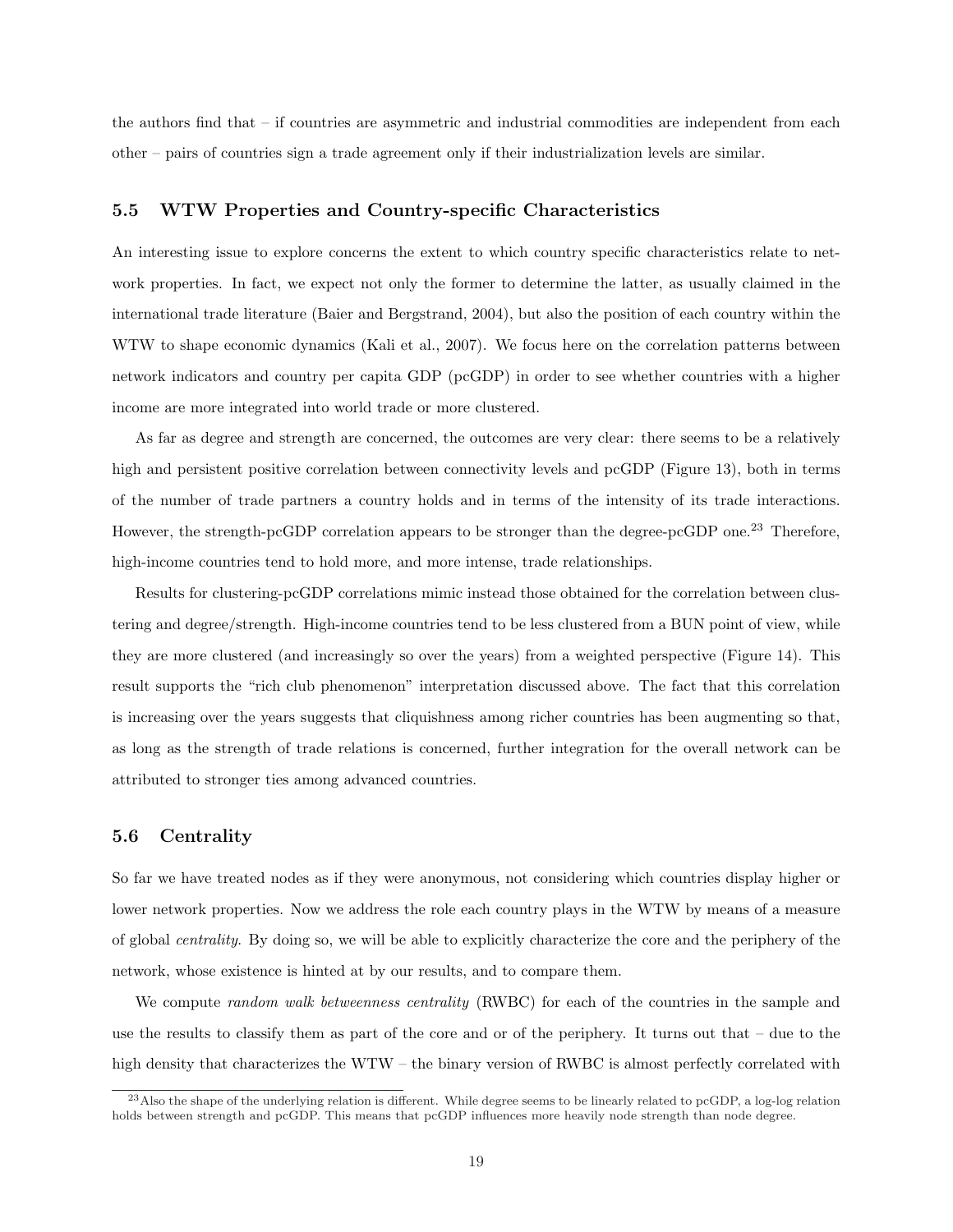the authors find that – if countries are asymmetric and industrial commodities are independent from each other – pairs of countries sign a trade agreement only if their industrialization levels are similar.

### 5.5 WTW Properties and Country-specific Characteristics

An interesting issue to explore concerns the extent to which country specific characteristics relate to network properties. In fact, we expect not only the former to determine the latter, as usually claimed in the international trade literature (Baier and Bergstrand, 2004), but also the position of each country within the WTW to shape economic dynamics (Kali et al., 2007). We focus here on the correlation patterns between network indicators and country per capita GDP (pcGDP) in order to see whether countries with a higher income are more integrated into world trade or more clustered.

As far as degree and strength are concerned, the outcomes are very clear: there seems to be a relatively high and persistent positive correlation between connectivity levels and pcGDP (Figure 13), both in terms of the number of trade partners a country holds and in terms of the intensity of its trade interactions. However, the strength-pcGDP correlation appears to be stronger than the degree-pcGDP one.[23] Therefore, high-income countries tend to hold more, and more intense, trade relationships.

Results for clustering-pcGDP correlations mimic instead those obtained for the correlation between clustering and degree/strength. High-income countries tend to be less clustered from a BUN point of view, while they are more clustered (and increasingly so over the years) from a weighted perspective (Figure 14). This result supports the "rich club phenomenon" interpretation discussed above. The fact that this correlation is increasing over the years suggests that cliquishness among richer countries has been augmenting so that, as long as the strength of trade relations is concerned, further integration for the overall network can be attributed to stronger ties among advanced countries.

### 5.6 Centrality

So far we have treated nodes as if they were anonymous, not considering which countries display higher or lower network properties. Now we address the role each country plays in the WTW by means of a measure of global *centrality*. By doing so, we will be able to explicitly characterize the core and the periphery of the network, whose existence is hinted at by our results, and to compare them.

We compute *random walk betweenness centrality* (RWBC) for each of the countries in the sample and use the results to classify them as part of the core and or of the periphery. It turns out that – due to the high density that characterizes the WTW – the binary version of RWBC is almost perfectly correlated with

[23] Also the shape of the underlying relation is different. While degree seems to be linearly related to pcGDP, a log-log relation holds between strength and pcGDP. This means that pcGDP influences more heavily node strength than node degree.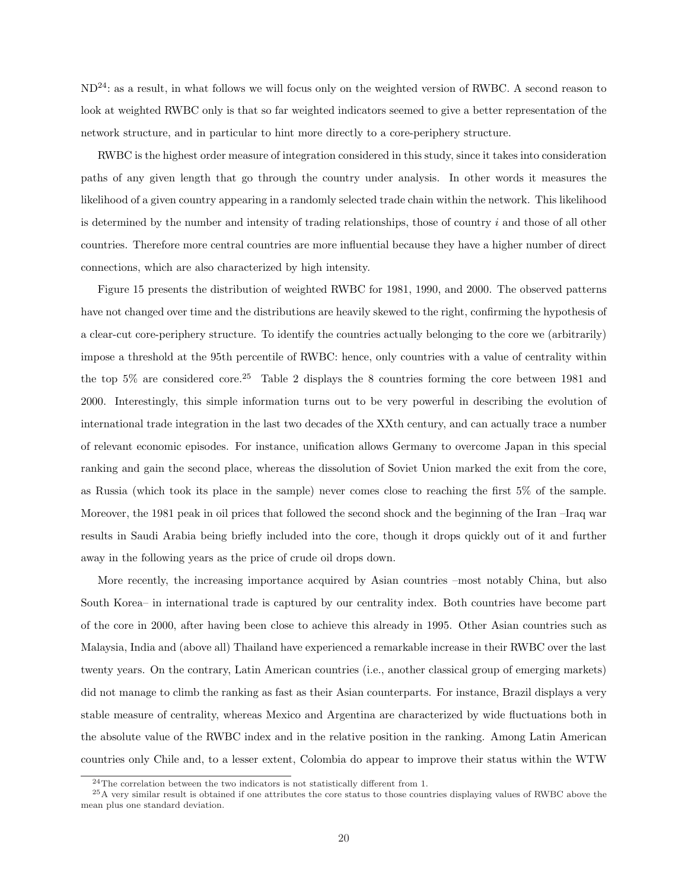ND[24]: as a result, in what follows we will focus only on the weighted version of RWBC. A second reason to look at weighted RWBC only is that so far weighted indicators seemed to give a better representation of the network structure, and in particular to hint more directly to a core-periphery structure.

RWBC is the highest order measure of integration considered in this study, since it takes into consideration paths of any given length that go through the country under analysis. In other words it measures the likelihood of a given country appearing in a randomly selected trade chain within the network. This likelihood is determined by the number and intensity of trading relationships, those of country $i$ and those of all other countries. Therefore more central countries are more influential because they have a higher number of direct connections, which are also characterized by high intensity.

Figure 15 presents the distribution of weighted RWBC for 1981, 1990, and 2000. The observed patterns have not changed over time and the distributions are heavily skewed to the right, confirming the hypothesis of a clear-cut core-periphery structure. To identify the countries actually belonging to the core we (arbitrarily) impose a threshold at the 95th percentile of RWBC: hence, only countries with a value of centrality within the top 5% are considered core.[25] Table 2 displays the 8 countries forming the core between 1981 and 2000. Interestingly, this simple information turns out to be very powerful in describing the evolution of international trade integration in the last two decades of the XXth century, and can actually trace a number of relevant economic episodes. For instance, unification allows Germany to overcome Japan in this special ranking and gain the second place, whereas the dissolution of Soviet Union marked the exit from the core, as Russia (which took its place in the sample) never comes close to reaching the first 5% of the sample. Moreover, the 1981 peak in oil prices that followed the second shock and the beginning of the Iran –Iraq war results in Saudi Arabia being briefly included into the core, though it drops quickly out of it and further away in the following years as the price of crude oil drops down.

More recently, the increasing importance acquired by Asian countries –most notably China, but also South Korea– in international trade is captured by our centrality index. Both countries have become part of the core in 2000, after having been close to achieve this already in 1995. Other Asian countries such as Malaysia, India and (above all) Thailand have experienced a remarkable increase in their RWBC over the last twenty years. On the contrary, Latin American countries (i.e., another classical group of emerging markets) did not manage to climb the ranking as fast as their Asian counterparts. For instance, Brazil displays a very stable measure of centrality, whereas Mexico and Argentina are characterized by wide fluctuations both in the absolute value of the RWBC index and in the relative position in the ranking. Among Latin American countries only Chile and, to a lesser extent, Colombia do appear to improve their status within the WTW

[24] The correlation between the two indicators is not statistically different from 1.

[25] A very similar result is obtained if one attributes the core status to those countries displaying values of RWBC above the mean plus one standard deviation.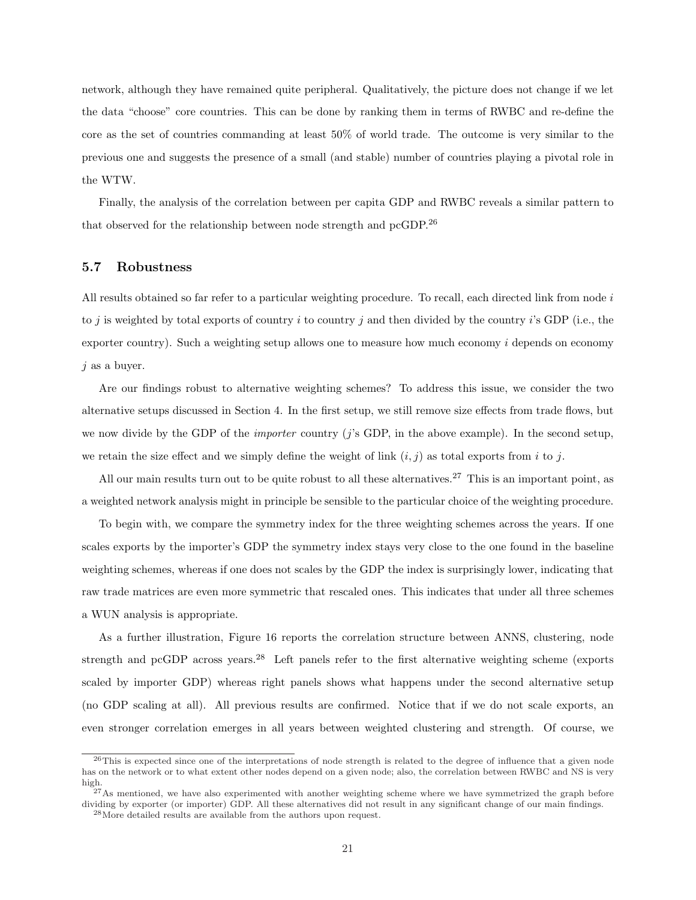network, although they have remained quite peripheral. Qualitatively, the picture does not change if we let the data "choose" core countries. This can be done by ranking them in terms of RWBC and re-define the core as the set of countries commanding at least 50% of world trade. The outcome is very similar to the previous one and suggests the presence of a small (and stable) number of countries playing a pivotal role in the WTW.

Finally, the analysis of the correlation between per capita GDP and RWBC reveals a similar pattern to that observed for the relationship between node strength and pcGDP.[26]

### 5.7 Robustness

All results obtained so far refer to a particular weighting procedure. To recall, each directed link from node $i$ to $j$ is weighted by total exports of country $i$ to country $j$ and then divided by the country $i$'s GDP (i.e., the exporter country). Such a weighting setup allows one to measure how much economy $i$ depends on economy $j$ as a buyer.

Are our findings robust to alternative weighting schemes? To address this issue, we consider the two alternative setups discussed in Section 4. In the first setup, we still remove size effects from trade flows, but we now divide by the GDP of the *importer* country ($j$'s GDP, in the above example). In the second setup, we retain the size effect and we simply define the weight of link $(i, j)$ as total exports from $i$ to $j$.

All our main results turn out to be quite robust to all these alternatives.[27] This is an important point, as a weighted network analysis might in principle be sensible to the particular choice of the weighting procedure.

To begin with, we compare the symmetry index for the three weighting schemes across the years. If one scales exports by the importer's GDP the symmetry index stays very close to the one found in the baseline weighting schemes, whereas if one does not scales by the GDP the index is surprisingly lower, indicating that raw trade matrices are even more symmetric that rescaled ones. This indicates that under all three schemes a WUN analysis is appropriate.

As a further illustration, Figure 16 reports the correlation structure between ANNS, clustering, node strength and pcGDP across years.[28] Left panels refer to the first alternative weighting scheme (exports scaled by importer GDP) whereas right panels shows what happens under the second alternative setup (no GDP scaling at all). All previous results are confirmed. Notice that if we do not scale exports, an even stronger correlation emerges in all years between weighted clustering and strength. Of course, we

---

[26] This is expected since one of the interpretations of node strength is related to the degree of influence that a given node has on the network or to what extent other nodes depend on a given node; also, the correlation between RWBC and NS is very high.

[27] As mentioned, we have also experimented with another weighting scheme where we have symmetrized the graph before dividing by exporter (or importer) GDP. All these alternatives did not result in any significant change of our main findings.

[28] More detailed results are available from the authors upon request.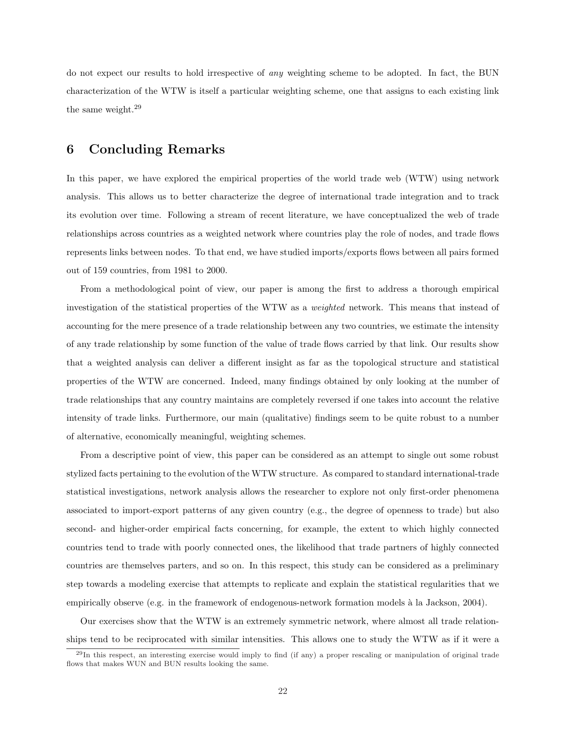do not expect our results to hold irrespective of *any* weighting scheme to be adopted. In fact, the BUN characterization of the WTW is itself a particular weighting scheme, one that assigns to each existing link the same weight.[29]

# 6 Concluding Remarks

In this paper, we have explored the empirical properties of the world trade web (WTW) using network analysis. This allows us to better characterize the degree of international trade integration and to track its evolution over time. Following a stream of recent literature, we have conceptualized the web of trade relationships across countries as a weighted network where countries play the role of nodes, and trade flows represents links between nodes. To that end, we have studied imports/exports flows between all pairs formed out of 159 countries, from 1981 to 2000.

From a methodological point of view, our paper is among the first to address a thorough empirical investigation of the statistical properties of the WTW as a *weighted* network. This means that instead of accounting for the mere presence of a trade relationship between any two countries, we estimate the intensity of any trade relationship by some function of the value of trade flows carried by that link. Our results show that a weighted analysis can deliver a different insight as far as the topological structure and statistical properties of the WTW are concerned. Indeed, many findings obtained by only looking at the number of trade relationships that any country maintains are completely reversed if one takes into account the relative intensity of trade links. Furthermore, our main (qualitative) findings seem to be quite robust to a number of alternative, economically meaningful, weighting schemes.

From a descriptive point of view, this paper can be considered as an attempt to single out some robust stylized facts pertaining to the evolution of the WTW structure. As compared to standard international-trade statistical investigations, network analysis allows the researcher to explore not only first-order phenomena associated to import-export patterns of any given country (e.g., the degree of openness to trade) but also second- and higher-order empirical facts concerning, for example, the extent to which highly connected countries tend to trade with poorly connected ones, the likelihood that trade partners of highly connected countries are themselves parters, and so on. In this respect, this study can be considered as a preliminary step towards a modeling exercise that attempts to replicate and explain the statistical regularities that we empirically observe (e.g. in the framework of endogenous-network formation models à la Jackson, 2004).

Our exercises show that the WTW is an extremely symmetric network, where almost all trade relationships tend to be reciprocated with similar intensities. This allows one to study the WTW as if it were a

[29] In this respect, an interesting exercise would imply to find (if any) a proper rescaling or manipulation of original trade flows that makes WUN and BUN results looking the same.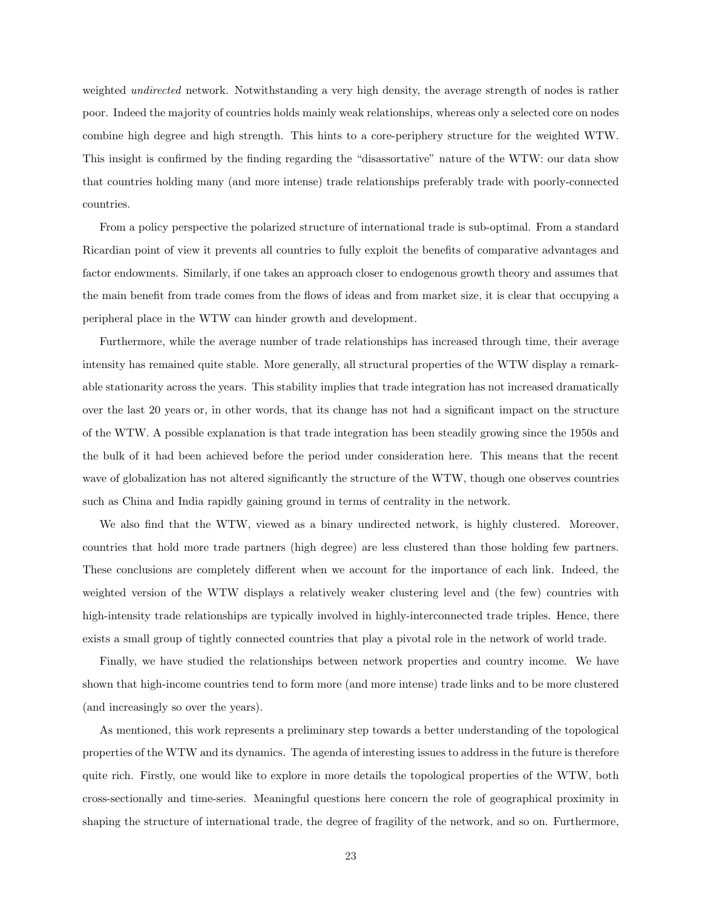weighted *undirected* network. Notwithstanding a very high density, the average strength of nodes is rather poor. Indeed the majority of countries holds mainly weak relationships, whereas only a selected core on nodes combine high degree and high strength. This hints to a core-periphery structure for the weighted WTW. This insight is confirmed by the finding regarding the "disassortative" nature of the WTW: our data show that countries holding many (and more intense) trade relationships preferably trade with poorly-connected countries.

From a policy perspective the polarized structure of international trade is sub-optimal. From a standard Ricardian point of view it prevents all countries to fully exploit the benefits of comparative advantages and factor endowments. Similarly, if one takes an approach closer to endogenous growth theory and assumes that the main benefit from trade comes from the flows of ideas and from market size, it is clear that occupying a peripheral place in the WTW can hinder growth and development.

Furthermore, while the average number of trade relationships has increased through time, their average intensity has remained quite stable. More generally, all structural properties of the WTW display a remarkable stationarity across the years. This stability implies that trade integration has not increased dramatically over the last 20 years or, in other words, that its change has not had a significant impact on the structure of the WTW. A possible explanation is that trade integration has been steadily growing since the 1950s and the bulk of it had been achieved before the period under consideration here. This means that the recent wave of globalization has not altered significantly the structure of the WTW, though one observes countries such as China and India rapidly gaining ground in terms of centrality in the network.

We also find that the WTW, viewed as a binary undirected network, is highly clustered. Moreover, countries that hold more trade partners (high degree) are less clustered than those holding few partners. These conclusions are completely different when we account for the importance of each link. Indeed, the weighted version of the WTW displays a relatively weaker clustering level and (the few) countries with high-intensity trade relationships are typically involved in highly-interconnected trade triples. Hence, there exists a small group of tightly connected countries that play a pivotal role in the network of world trade.

Finally, we have studied the relationships between network properties and country income. We have shown that high-income countries tend to form more (and more intense) trade links and to be more clustered (and increasingly so over the years).

As mentioned, this work represents a preliminary step towards a better understanding of the topological properties of the WTW and its dynamics. The agenda of interesting issues to address in the future is therefore quite rich. Firstly, one would like to explore in more details the topological properties of the WTW, both cross-sectionally and time-series. Meaningful questions here concern the role of geographical proximity in shaping the structure of international trade, the degree of fragility of the network, and so on. Furthermore,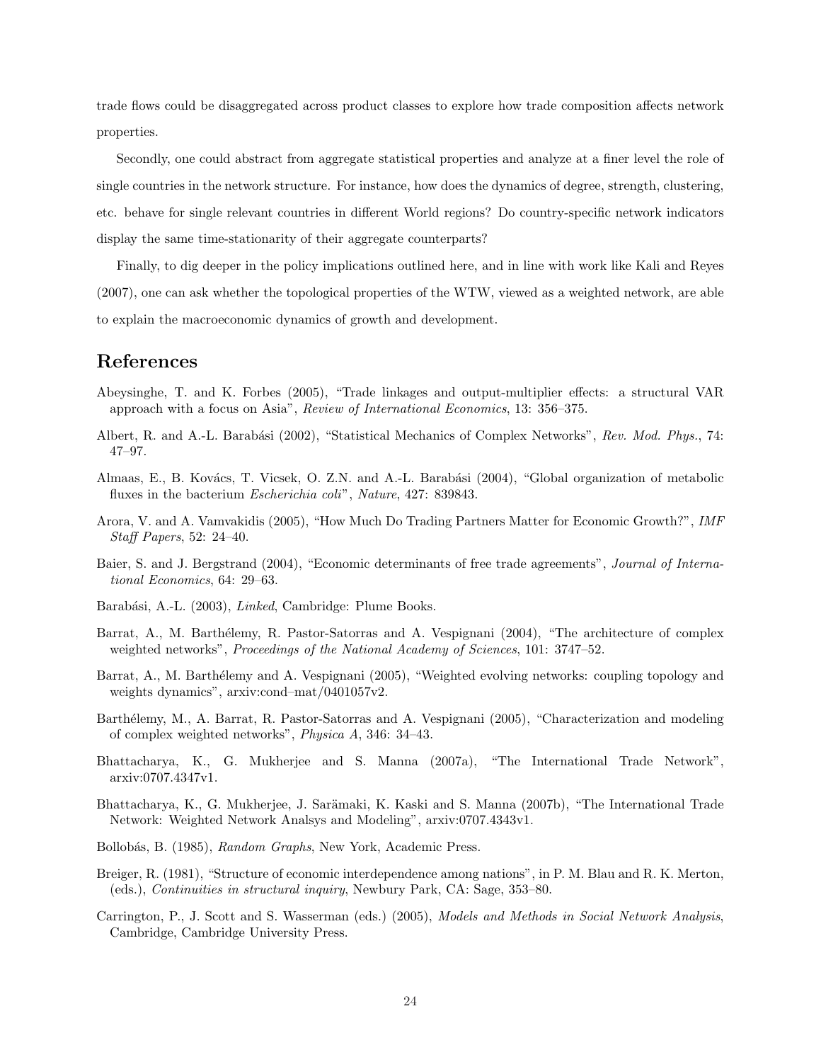trade flows could be disaggregated across product classes to explore how trade composition affects network properties.

Secondly, one could abstract from aggregate statistical properties and analyze at a finer level the role of single countries in the network structure. For instance, how does the dynamics of degree, strength, clustering, etc. behave for single relevant countries in different World regions? Do country-specific network indicators display the same time-stationarity of their aggregate counterparts?

Finally, to dig deeper in the policy implications outlined here, and in line with work like Kali and Reyes (2007), one can ask whether the topological properties of the WTW, viewed as a weighted network, are able to explain the macroeconomic dynamics of growth and development.

# References

Abeysinghe, T. and K. Forbes (2005), "Trade linkages and output-multiplier effects: a structural VAR approach with a focus on Asia", *Review of International Economics*, 13: 356–375.

Albert, R. and A.-L. Barabási (2002), "Statistical Mechanics of Complex Networks", *Rev. Mod. Phys.*, 74: 47–97.

Almaas, E., B. Kovács, T. Vicsek, O. Z.N. and A.-L. Barabási (2004), "Global organization of metabolic fluxes in the bacterium *Escherichia coli*", *Nature*, 427: 839843.

Arora, V. and A. Vamvakidis (2005), "How Much Do Trading Partners Matter for Economic Growth?", *IMF Staff Papers*, 52: 24–40.

Baier, S. and J. Bergstrand (2004), "Economic determinants of free trade agreements", *Journal of International Economics*, 64: 29–63.

Barabási, A.-L. (2003), *Linked*, Cambridge: Plume Books.

Barrat, A., M. Barthélemy, R. Pastor-Satorras and A. Vespignani (2004), "The architecture of complex weighted networks", *Proceedings of the National Academy of Sciences*, 101: 3747–52.

Barrat, A., M. Barthélemy and A. Vespignani (2005), "Weighted evolving networks: coupling topology and weights dynamics", arxiv:cond–mat/0401057v2.

Barthélemy, M., A. Barrat, R. Pastor-Satorras and A. Vespignani (2005), "Characterization and modeling of complex weighted networks", *Physica A*, 346: 34–43.

Bhattacharya, K., G. Mukherjee and S. Manna (2007a), "The International Trade Network", arxiv:0707.4347v1.

Bhattacharya, K., G. Mukherjee, J. Sarämaki, K. Kaski and S. Manna (2007b), "The International Trade Network: Weighted Network Analsys and Modeling", arxiv:0707.4343v1.

Bollobás, B. (1985), *Random Graphs*, New York, Academic Press.

Breiger, R. (1981), "Structure of economic interdependence among nations", in P. M. Blau and R. K. Merton, (eds.), *Continuities in structural inquiry*, Newbury Park, CA: Sage, 353–80.

Carrington, P., J. Scott and S. Wasserman (eds.) (2005), *Models and Methods in Social Network Analysis*, Cambridge, Cambridge University Press.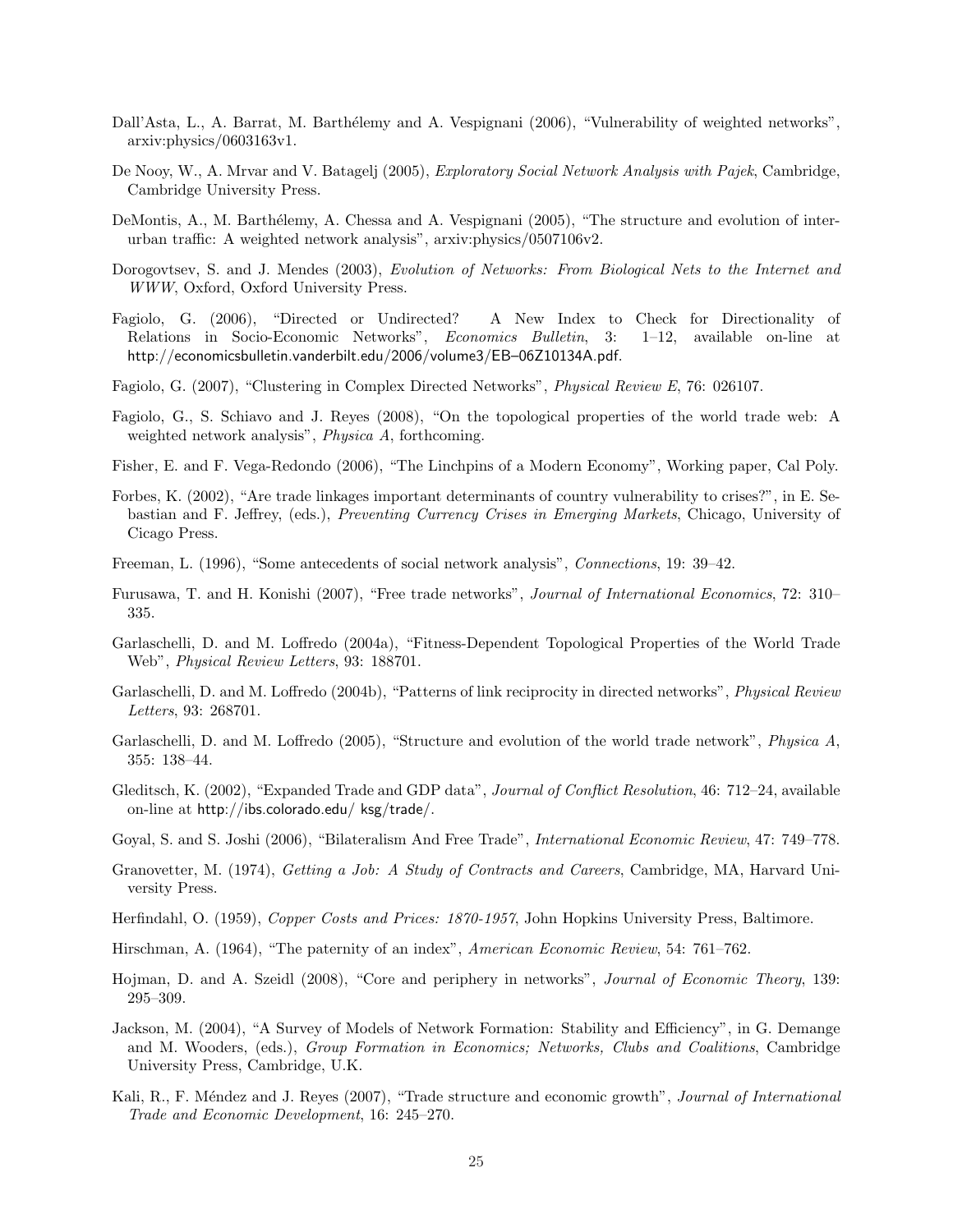Dall'Asta, L., A. Barrat, M. Barthélemy and A. Vespignani (2006), "Vulnerability of weighted networks", arxiv:physics/0603163v1.

De Nooy, W., A. Mrvar and V. Batagelj (2005), *Exploratory Social Network Analysis with Pajek*, Cambridge, Cambridge University Press.

DeMontis, A., M. Barthélemy, A. Chessa and A. Vespignani (2005), "The structure and evolution of inter-urban traffic: A weighted network analysis", arxiv:physics/0507106v2.

Dorogovtsev, S. and J. Mendes (2003), *Evolution of Networks: From Biological Nets to the Internet and WWW*, Oxford, Oxford University Press.

Fagiolo, G. (2006), "Directed or Undirected? A New Index to Check for Directionality of Relations in Socio-Economic Networks", *Economics Bulletin*, 3: 1–12, available on-line at http://economicsbulletin.vanderbilt.edu/2006/volume3/EB–06Z10134A.pdf.

Fagiolo, G. (2007), "Clustering in Complex Directed Networks", *Physical Review E*, 76: 026107.

Fagiolo, G., S. Schiavo and J. Reyes (2008), "On the topological properties of the world trade web: A weighted network analysis", *Physica A*, forthcoming.

Fisher, E. and F. Vega-Redondo (2006), "The Linchpins of a Modern Economy", Working paper, Cal Poly.

Forbes, K. (2002), "Are trade linkages important determinants of country vulnerability to crises?", in E. Sebastian and F. Jeffrey, (eds.), *Preventing Currency Crises in Emerging Markets*, Chicago, University of Cicago Press.

Freeman, L. (1996), "Some antecedents of social network analysis", *Connections*, 19: 39–42.

Furusawa, T. and H. Konishi (2007), "Free trade networks", *Journal of International Economics*, 72: 310–335.

Garlaschelli, D. and M. Loffredo (2004a), "Fitness-Dependent Topological Properties of the World Trade Web", *Physical Review Letters*, 93: 188701.

Garlaschelli, D. and M. Loffredo (2004b), "Patterns of link reciprocity in directed networks", *Physical Review Letters*, 93: 268701.

Garlaschelli, D. and M. Loffredo (2005), "Structure and evolution of the world trade network", *Physica A*, 355: 138–44.

Gleditsch, K. (2002), "Expanded Trade and GDP data", *Journal of Conflict Resolution*, 46: 712–24, available on-line at http://ibs.colorado.edu/ ksg/trade/.

Goyal, S. and S. Joshi (2006), "Bilateralism And Free Trade", *International Economic Review*, 47: 749–778.

Granovetter, M. (1974), *Getting a Job: A Study of Contracts and Careers*, Cambridge, MA, Harvard University Press.

Herfindahl, O. (1959), *Copper Costs and Prices: 1870-1957*, John Hopkins University Press, Baltimore.

Hirschman, A. (1964), "The paternity of an index", *American Economic Review*, 54: 761–762.

Hojman, D. and A. Szeidl (2008), "Core and periphery in networks", *Journal of Economic Theory*, 139: 295–309.

Jackson, M. (2004), "A Survey of Models of Network Formation: Stability and Efficiency", in G. Demange and M. Wooders, (eds.), *Group Formation in Economics; Networks, Clubs and Coalitions*, Cambridge University Press, Cambridge, U.K.

Kali, R., F. Méndez and J. Reyes (2007), "Trade structure and economic growth", *Journal of International Trade and Economic Development*, 16: 245–270.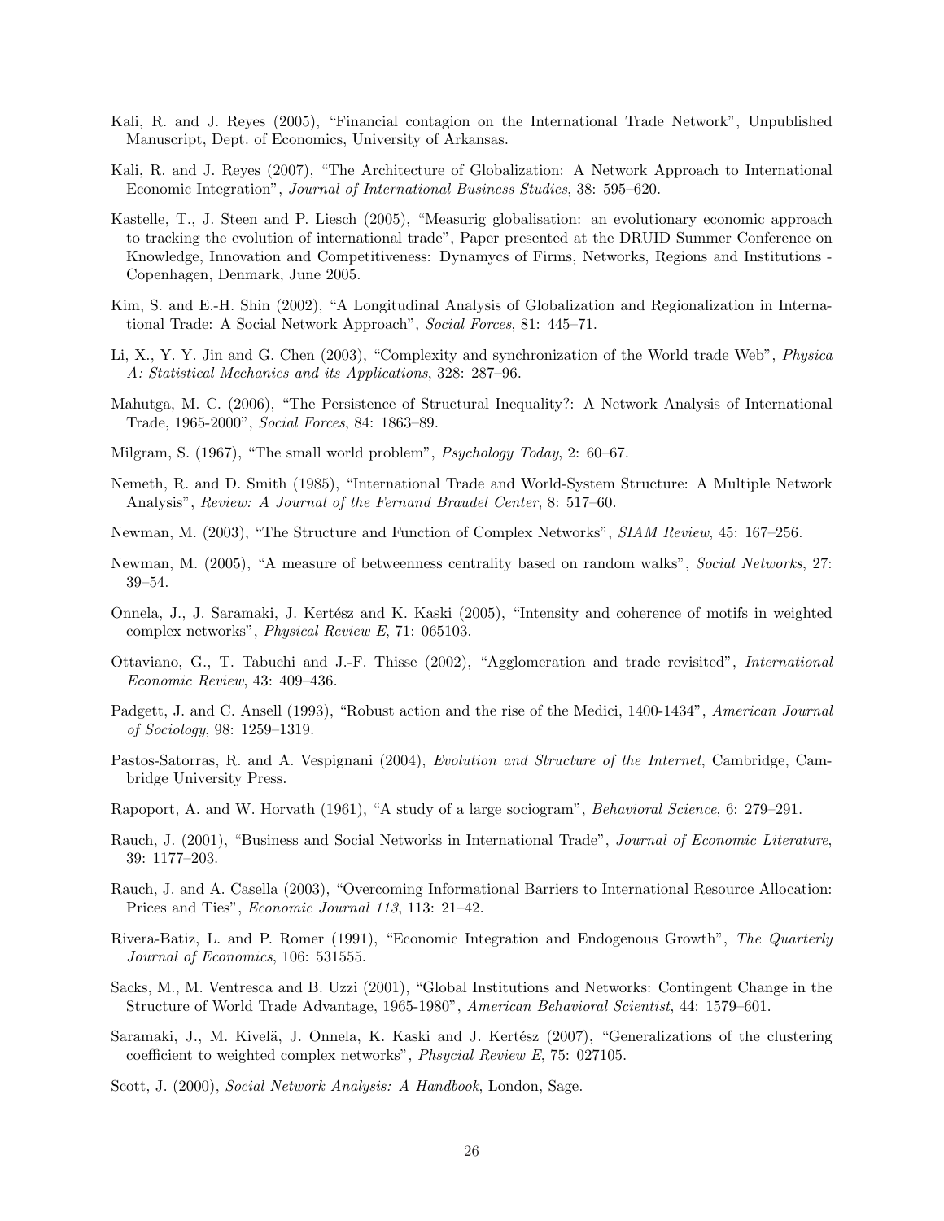Kali, R. and J. Reyes (2005), "Financial contagion on the International Trade Network", Unpublished Manuscript, Dept. of Economics, University of Arkansas.

Kali, R. and J. Reyes (2007), "The Architecture of Globalization: A Network Approach to International Economic Integration", *Journal of International Business Studies*, 38: 595–620.

Kastelle, T., J. Steen and P. Liesch (2005), "Measurig globalisation: an evolutionary economic approach to tracking the evolution of international trade", Paper presented at the DRUID Summer Conference on Knowledge, Innovation and Competitiveness: Dynamycs of Firms, Networks, Regions and Institutions - Copenhagen, Denmark, June 2005.

Kim, S. and E.-H. Shin (2002), "A Longitudinal Analysis of Globalization and Regionalization in International Trade: A Social Network Approach", *Social Forces*, 81: 445–71.

Li, X., Y. Y. Jin and G. Chen (2003), "Complexity and synchronization of the World trade Web", *Physica A: Statistical Mechanics and its Applications*, 328: 287–96.

Mahutga, M. C. (2006), "The Persistence of Structural Inequality?: A Network Analysis of International Trade, 1965-2000", *Social Forces*, 84: 1863–89.

Milgram, S. (1967), "The small world problem", *Psychology Today*, 2: 60–67.

Nemeth, R. and D. Smith (1985), "International Trade and World-System Structure: A Multiple Network Analysis", *Review: A Journal of the Fernand Braudel Center*, 8: 517–60.

Newman, M. (2003), "The Structure and Function of Complex Networks", *SIAM Review*, 45: 167–256.

Newman, M. (2005), "A measure of betweenness centrality based on random walks", *Social Networks*, 27: 39–54.

Onnela, J., J. Saramaki, J. Kertész and K. Kaski (2005), "Intensity and coherence of motifs in weighted complex networks", *Physical Review E*, 71: 065103.

Ottaviano, G., T. Tabuchi and J.-F. Thisse (2002), "Agglomeration and trade revisited", *International Economic Review*, 43: 409–436.

Padgett, J. and C. Ansell (1993), "Robust action and the rise of the Medici, 1400-1434", *American Journal of Sociology*, 98: 1259–1319.

Pastos-Satorras, R. and A. Vespignani (2004), *Evolution and Structure of the Internet*, Cambridge, Cambridge University Press.

Rapoport, A. and W. Horvath (1961), "A study of a large sociogram", *Behavioral Science*, 6: 279–291.

Rauch, J. (2001), "Business and Social Networks in International Trade", *Journal of Economic Literature*, 39: 1177–203.

Rauch, J. and A. Casella (2003), "Overcoming Informational Barriers to International Resource Allocation: Prices and Ties", *Economic Journal 113*, 113: 21–42.

Rivera-Batiz, L. and P. Romer (1991), "Economic Integration and Endogenous Growth", *The Quarterly Journal of Economics*, 106: 531555.

Sacks, M., M. Ventresca and B. Uzzi (2001), "Global Institutions and Networks: Contingent Change in the Structure of World Trade Advantage, 1965-1980", *American Behavioral Scientist*, 44: 1579–601.

Saramaki, J., M. Kivelä, J. Onnela, K. Kaski and J. Kertész (2007), "Generalizations of the clustering coefficient to weighted complex networks", *Phsycial Review E*, 75: 027105.

Scott, J. (2000), *Social Network Analysis: A Handbook*, London, Sage.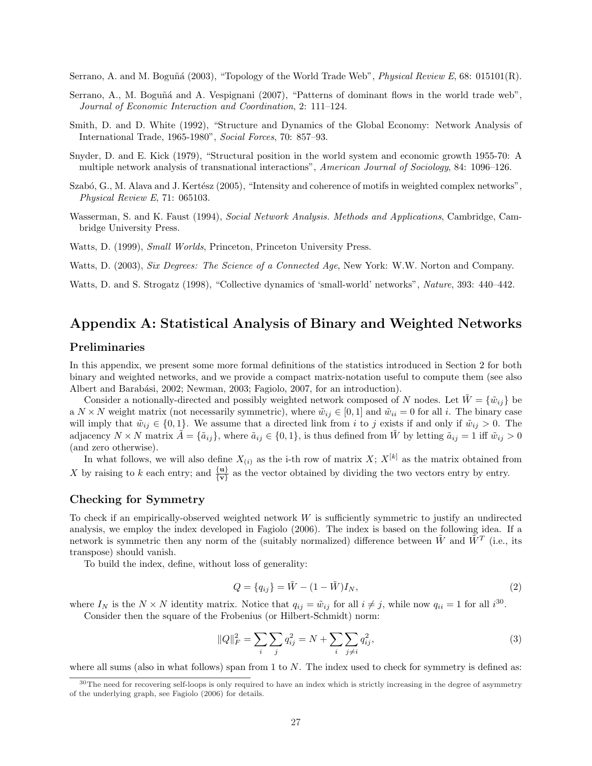Serrano, A. and M. Boguñá (2003), "Topology of the World Trade Web", *Physical Review E*, 68: 015101(R).

Serrano, A., M. Boguñá and A. Vespignani (2007), "Patterns of dominant flows in the world trade web", *Journal of Economic Interaction and Coordination*, 2: 111–124.

Smith, D. and D. White (1992), "Structure and Dynamics of the Global Economy: Network Analysis of International Trade, 1965-1980", *Social Forces*, 70: 857–93.

Snyder, D. and E. Kick (1979), "Structural position in the world system and economic growth 1955-70: A multiple network analysis of transnational interactions", *American Journal of Sociology*, 84: 1096–126.

Szabó, G., M. Alava and J. Kertész (2005), "Intensity and coherence of motifs in weighted complex networks", *Physical Review E*, 71: 065103.

Wasserman, S. and K. Faust (1994), *Social Network Analysis. Methods and Applications*, Cambridge, Cambridge University Press.

Watts, D. (1999), *Small Worlds*, Princeton, Princeton University Press.

Watts, D. (2003), *Six Degrees: The Science of a Connected Age*, New York: W.W. Norton and Company.

Watts, D. and S. Strogatz (1998), "Collective dynamics of 'small-world' networks", *Nature*, 393: 440–442.

# Appendix A: Statistical Analysis of Binary and Weighted Networks

### Preliminaries

In this appendix, we present some more formal definitions of the statistics introduced in Section 2 for both binary and weighted networks, and we provide a compact matrix-notation useful to compute them (see also Albert and Barabási, 2002; Newman, 2003; Fagiolo, 2007, for an introduction).

Consider a notionally-directed and possibly weighted network composed of $N$ nodes. Let $\tilde{W} = \{\tilde{w}_{ij}\}$ be a $N \times N$ weight matrix (not necessarily symmetric), where $\tilde{w}_{ij} \in [0, 1]$ and $\tilde{w}_{ii} = 0$ for all $i$. The binary case will imply that $\tilde{w}_{ij} \in \{0, 1\}$. We assume that a directed link from $i$ to $j$ exists if and only if $\tilde{w}_{ij} > 0$. The adjacency $N \times N$ matrix $\tilde{A} = \{\tilde{a}_{ij}\}$, where $\tilde{a}_{ij} \in \{0, 1\}$, is thus defined from $\tilde{W}$ by letting $\tilde{a}_{ij} = 1$ iff $\tilde{w}_{ij} > 0$ (and zero otherwise).

In what follows, we will also define $X_{(i)}$ as the i-th row of matrix $X$; $X^{[k]}$ as the matrix obtained from $X$ by raising to $k$ each entry; and $\frac{\{\mathbf{u}\}}{\{\mathbf{v}\}}$ as the vector obtained by dividing the two vectors entry by entry.

### Checking for Symmetry

To check if an empirically-observed weighted network $W$ is sufficiently symmetric to justify an undirected analysis, we employ the index developed in Fagiolo (2006). The index is based on the following idea. If a network is symmetric then any norm of the (suitably normalized) difference between $\tilde{W}$ and $\tilde{W}^T$ (i.e., its transpose) should vanish.

To build the index, define, without loss of generality:

$$Q = \{q_{ij}\} = \tilde{W} - (1 - \tilde{W})I_N, \tag{2}$$

where $I_N$ is the $N \times N$ identity matrix. Notice that $q_{ij} = \tilde{w}_{ij}$ for all $i \neq j$, while now $q_{ii} = 1$ for all $i$[30].

Consider then the square of the Frobenius (or Hilbert-Schmidt) norm:

$$\|Q\|_F^2 = \sum_i \sum_j q_{ij}^2 = N + \sum_i \sum_{j \neq i} q_{ij}^2, \tag{3}$$

where all sums (also in what follows) span from 1 to $N$. The index used to check for symmetry is defined as:

[30] The need for recovering self-loops is only required to have an index which is strictly increasing in the degree of asymmetry of the underlying graph, see Fagiolo (2006) for details.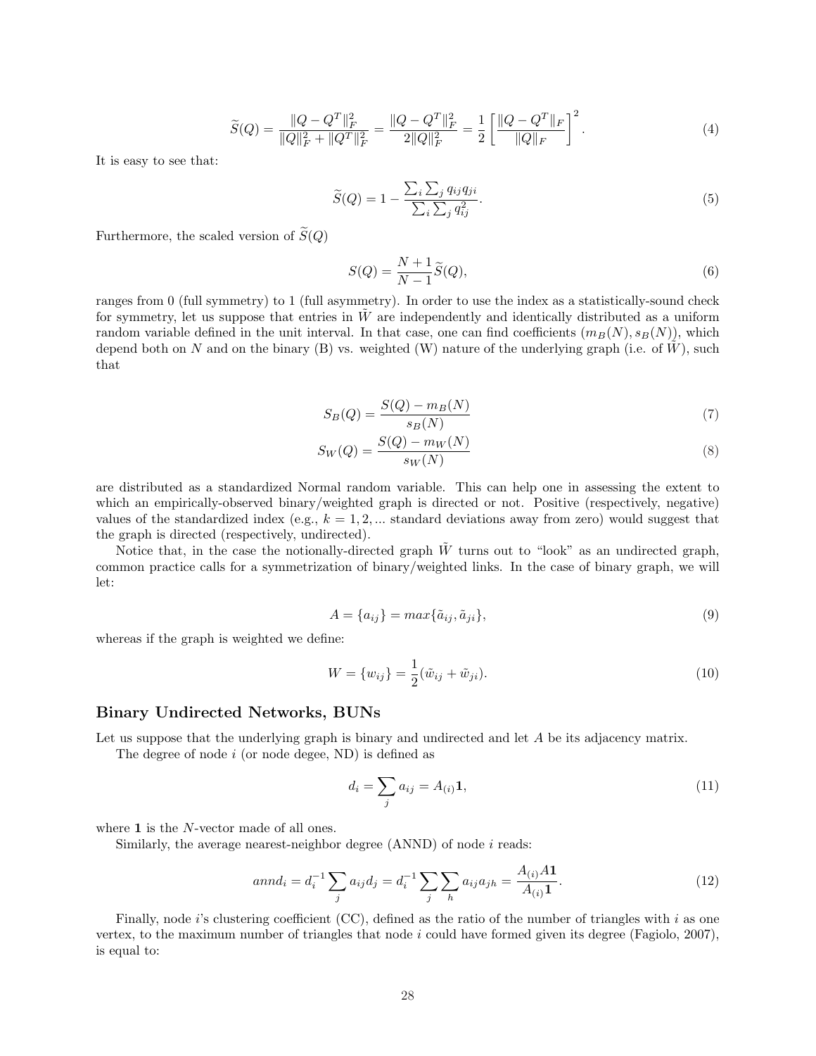$$\widetilde{S}(Q) = \frac{\|Q - Q^T\|_F^2}{\|Q\|_F^2 + \|Q^T\|_F^2} = \frac{\|Q - Q^T\|_F^2}{2\|Q\|_F^2} = \frac{1}{2}\left[\frac{\|Q - Q^T\|_F}{\|Q\|_F}\right]^2. \tag{4}$$

It is easy to see that:

$$\widetilde{S}(Q) = 1 - \frac{\sum_i \sum_j q_{ij} q_{ji}}{\sum_i \sum_j q_{ij}^2}. \tag{5}$$

Furthermore, the scaled version of $\widetilde{S}(Q)$

$$S(Q) = \frac{N+1}{N-1}\widetilde{S}(Q), \tag{6}$$

ranges from 0 (full symmetry) to 1 (full asymmetry). In order to use the index as a statistically-sound check for symmetry, let us suppose that entries in $\tilde{W}$ are independently and identically distributed as a uniform random variable defined in the unit interval. In that case, one can find coefficients $(m_B(N), s_B(N))$, which depend both on $N$ and on the binary (B) vs. weighted (W) nature of the underlying graph (i.e. of $\tilde{W}$), such that

$$S_B(Q) = \frac{S(Q) - m_B(N)}{s_B(N)} \tag{7}$$

$$S_W(Q) = \frac{S(Q) - m_W(N)}{s_W(N)} \tag{8}$$

are distributed as a standardized Normal random variable. This can help one in assessing the extent to which an empirically-observed binary/weighted graph is directed or not. Positive (respectively, negative) values of the standardized index (e.g., $k = 1, 2, ...$ standard deviations away from zero) would suggest that the graph is directed (respectively, undirected).

Notice that, in the case the notionally-directed graph $\tilde{W}$ turns out to "look" as an undirected graph, common practice calls for a symmetrization of binary/weighted links. In the case of binary graph, we will let:

$$A = \{a_{ij}\} = max\{\tilde{a}_{ij}, \tilde{a}_{ji}\}, \tag{9}$$

whereas if the graph is weighted we define:

$$W = \{w_{ij}\} = \frac{1}{2}(\tilde{w}_{ij} + \tilde{w}_{ji}). \tag{10}$$

## Binary Undirected Networks, BUNs

Let us suppose that the underlying graph is binary and undirected and let $A$ be its adjacency matrix.

The degree of node $i$ (or node degee, ND) is defined as

$$d_i = \sum_j a_{ij} = A_{(i)}\mathbf{1}, \tag{11}$$

where $\mathbf{1}$ is the $N$-vector made of all ones.

Similarly, the average nearest-neighbor degree (ANND) of node $i$ reads:

$$annd_i = d_i^{-1} \sum_j a_{ij} d_j = d_i^{-1} \sum_j \sum_h a_{ij} a_{jh} = \frac{A_{(i)} A \mathbf{1}}{A_{(i)} \mathbf{1}}. \tag{12}$$

Finally, node $i$'s clustering coefficient (CC), defined as the ratio of the number of triangles with $i$ as one vertex, to the maximum number of triangles that node $i$ could have formed given its degree (Fagiolo, 2007), is equal to: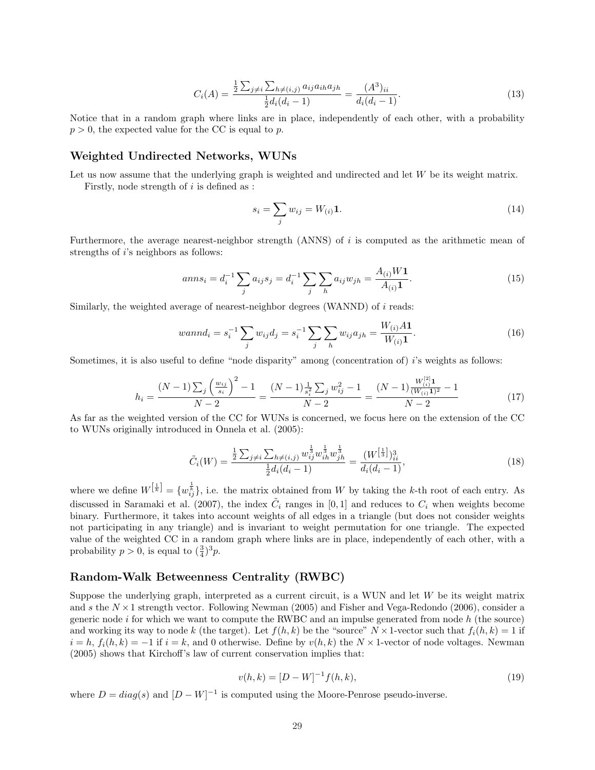$$C_i(A) = \frac{\frac{1}{2}\sum_{j \neq i} \sum_{h \neq (i,j)} a_{ij} a_{ih} a_{jh}}{\frac{1}{2} d_i(d_i - 1)} = \frac{(A^3)_{ii}}{d_i(d_i - 1)}. \tag{13}$$

Notice that in a random graph where links are in place, independently of each other, with a probability $p > 0$, the expected value for the CC is equal to $p$.

## Weighted Undirected Networks, WUNs

Let us now assume that the underlying graph is weighted and undirected and let $W$ be its weight matrix.

Firstly, node strength of $i$ is defined as :

$$s_i = \sum_j w_{ij} = W_{(i)} \mathbf{1}. \tag{14}$$

Furthermore, the average nearest-neighbor strength (ANNS) of $i$ is computed as the arithmetic mean of strengths of $i$'s neighbors as follows:

$$anns_i = d_i^{-1} \sum_j a_{ij} s_j = d_i^{-1} \sum_j \sum_h a_{ij} w_{jh} = \frac{A_{(i)} W \mathbf{1}}{A_{(i)} \mathbf{1}}. \tag{15}$$

Similarly, the weighted average of nearest-neighbor degrees (WANND) of $i$ reads:

$$wannd_i = s_i^{-1} \sum_j w_{ij} d_j = s_i^{-1} \sum_j \sum_h w_{ij} a_{jh} = \frac{W_{(i)} A \mathbf{1}}{W_{(i)} \mathbf{1}}. \tag{16}$$

Sometimes, it is also useful to define "node disparity" among (concentration of) $i$'s weights as follows:

$$h_i = \frac{(N-1)\sum_j \left(\frac{w_{ij}}{s_i}\right)^2 - 1}{N-2} = \frac{(N-1)\frac{1}{s_i^2}\sum_j w_{ij}^2 - 1}{N-2} = \frac{(N-1)\frac{W_{(i)}^{[2]}\mathbf{1}}{(W_{(i)}\mathbf{1})^2} - 1}{N-2} \tag{17}$$

As far as the weighted version of the CC for WUNs is concerned, we focus here on the extension of the CC to WUNs originally introduced in Onnela et al. (2005):

$$\tilde{C}_i(W) = \frac{\frac{1}{2}\sum_{j \neq i} \sum_{h \neq (i,j)} w_{ij}^{\frac{1}{3}} w_{ih}^{\frac{1}{3}} w_{jh}^{\frac{1}{3}}}{\frac{1}{2} d_i(d_i - 1)} = \frac{(W^{[\frac{1}{3}]})^3_{ii}}{d_i(d_i - 1)}, \tag{18}$$

where we define $W^{[\frac{1}{k}]} = \{w_{ij}^{\frac{1}{k}}\}$, i.e. the matrix obtained from $W$ by taking the $k$-th root of each entry. As discussed in Saramaki et al. (2007), the index $\tilde{C}_i$ ranges in $[0, 1]$ and reduces to $C_i$ when weights become binary. Furthermore, it takes into account weights of all edges in a triangle (but does not consider weights not participating in any triangle) and is invariant to weight permutation for one triangle. The expected value of the weighted CC in a random graph where links are in place, independently of each other, with a probability $p > 0$, is equal to $(\frac{3}{4})^3 p$.

## Random-Walk Betweenness Centrality (RWBC)

Suppose the underlying graph, interpreted as a current circuit, is a WUN and let $W$ be its weight matrix and $s$ the $N \times 1$ strength vector. Following Newman (2005) and Fisher and Vega-Redondo (2006), consider a generic node $i$ for which we want to compute the RWBC and an impulse generated from node $h$ (the source) and working its way to node $k$ (the target). Let $f(h, k)$ be the "source" $N \times 1$-vector such that $f_i(h, k) = 1$ if $i = h$, $f_i(h, k) = -1$ if $i = k$, and 0 otherwise. Define by $v(h, k)$ the $N \times 1$-vector of node voltages. Newman (2005) shows that Kirchoff's law of current conservation implies that:

$$v(h, k) = [D - W]^{-1} f(h, k), \tag{19}$$

where $D = diag(s)$ and $[D - W]^{-1}$ is computed using the Moore-Penrose pseudo-inverse.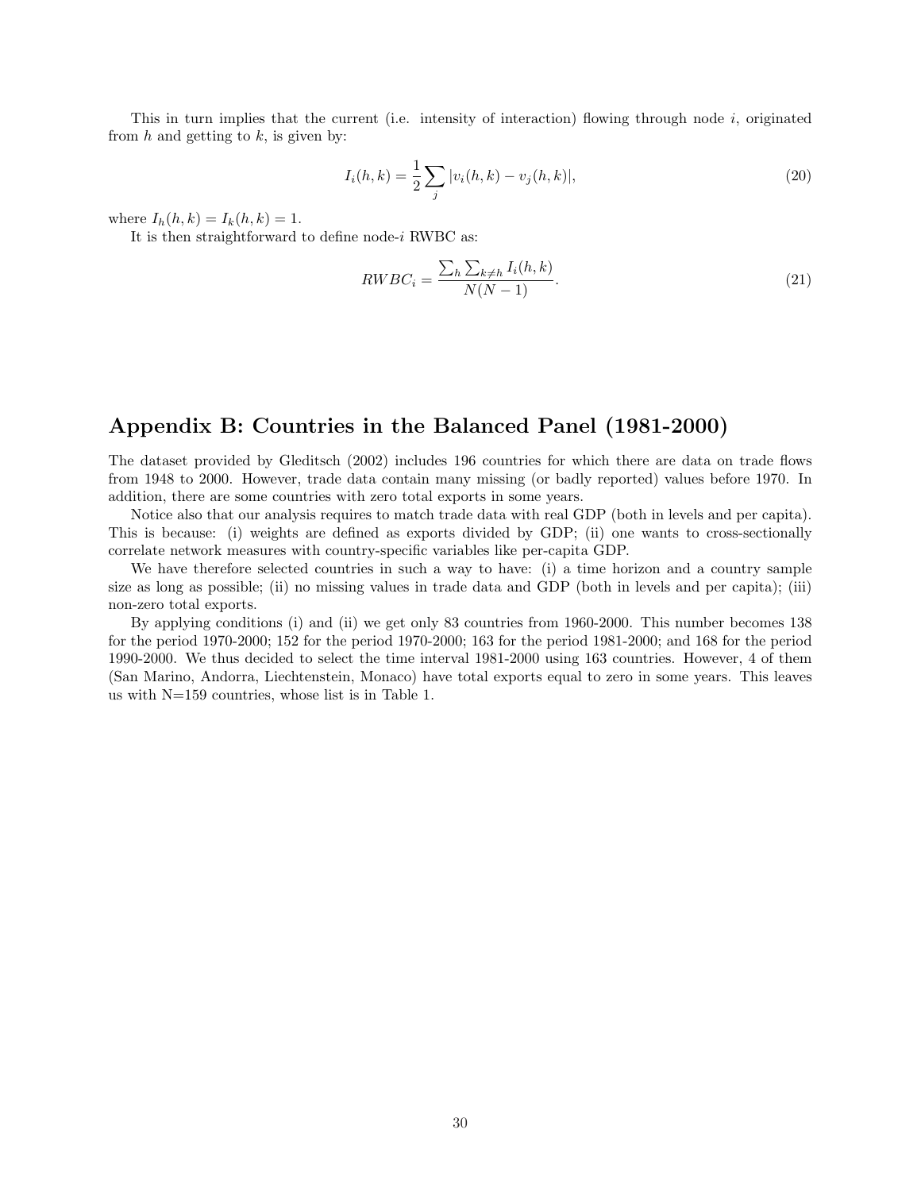This in turn implies that the current (i.e. intensity of interaction) flowing through node $i$, originated from $h$ and getting to $k$, is given by:

$$I_i(h,k) = \frac{1}{2}\sum_j |v_i(h,k) - v_j(h,k)|, \tag{20}$$

where $I_h(h,k) = I_k(h,k) = 1$.

It is then straightforward to define node-$i$ RWBC as:

$$RWBC_i = \frac{\sum_h \sum_{k \neq h} I_i(h,k)}{N(N-1)}. \tag{21}$$

## Appendix B: Countries in the Balanced Panel (1981-2000)

The dataset provided by Gleditsch (2002) includes 196 countries for which there are data on trade flows from 1948 to 2000. However, trade data contain many missing (or badly reported) values before 1970. In addition, there are some countries with zero total exports in some years.

Notice also that our analysis requires to match trade data with real GDP (both in levels and per capita). This is because: (i) weights are defined as exports divided by GDP; (ii) one wants to cross-sectionally correlate network measures with country-specific variables like per-capita GDP.

We have therefore selected countries in such a way to have: (i) a time horizon and a country sample size as long as possible; (ii) no missing values in trade data and GDP (both in levels and per capita); (iii) non-zero total exports.

By applying conditions (i) and (ii) we get only 83 countries from 1960-2000. This number becomes 138 for the period 1970-2000; 152 for the period 1970-2000; 163 for the period 1981-2000; and 168 for the period 1990-2000. We thus decided to select the time interval 1981-2000 using 163 countries. However, 4 of them (San Marino, Andorra, Liechtenstein, Monaco) have total exports equal to zero in some years. This leaves us with N=159 countries, whose list is in Table 1.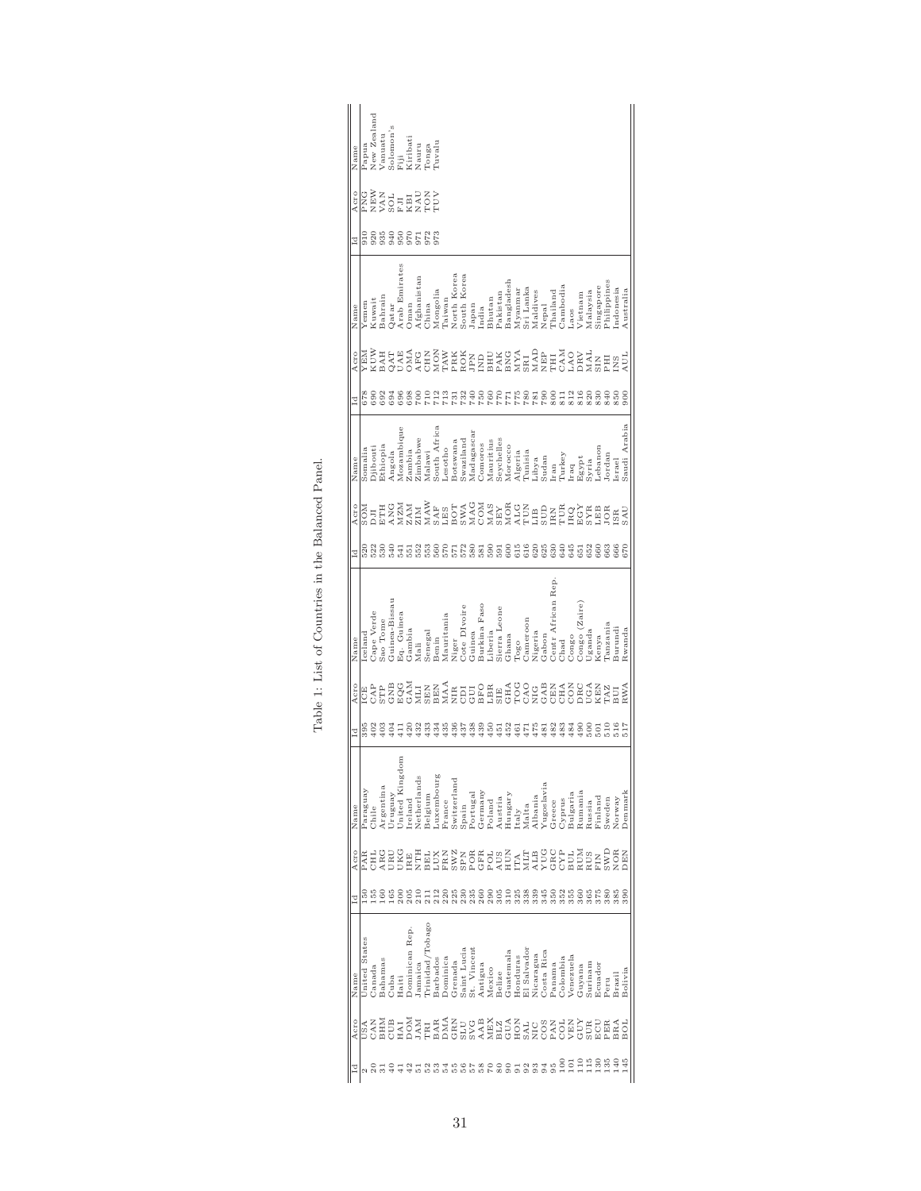Table 1: List of Countries in the Balanced Panel.

| Id | Acro | Name | Id | Acro | Name | Id | Acro | Name | Id | Acro | Name | Id | Acro | Name | Id | Acro | Name |
|---|---|---|---|---|---|---|---|---|---|---|---|---|---|---|---|---|---|
| 2 | USA | United States | 150 | PAR | Paraguay | 395 | ICE | Iceland | 520 | SOM | Somalia | 678 | YEM | Yemen | 910 | PNG | Papua |
| 20 | CAN | Canada | 155 | CHL | Chile | 402 | CAP | Cape Verde | 522 | DJI | Djibouti | 690 | KUW | Kuwait | 920 | NEW | New Zealand |
| 31 | BHM | Bahamas | 160 | ARG | Argentina | 403 | STP | Sao Tome | 530 | ETH | Ethiopia | 692 | BAH | Bahrain | 935 | VAN | Vanuatu |
| 40 | CUB | Cuba | 165 | URU | Uruguay | 404 | GNB | Guinea-Bissau | 540 | ANG | Angola | 694 | QAT | Qatar | 940 | SOL | Solomon's |
| 41 | HAI | Haiti | 200 | UKG | United Kingdom | 411 | EQG | Eq. Guinea | 541 | MZM | Mozambique | 696 | UAE | Arab Emirates | 950 | FJI | Fiji |
| 42 | DOM | Dominican Rep. | 205 | IRE | Ireland | 420 | GAM | Gambia | 551 | ZAM | Zambia | 698 | OMA | Oman | 970 | KBI | Kiribati |
| 51 | JAM | Jamaica | 210 | NTH | Netherlands | 432 | MLI | Mali | 552 | ZIM | Zimbabwe | 700 | AFG | Afghanistan | 971 | NAU | Nauru |
| 52 | TRI | Trinidad/Tobago | 211 | BEL | Belgium | 433 | SEN | Senegal | 553 | MAW | Malawi | 710 | CHN | China | 972 | TON | Tonga |
| 53 | BAR | Barbados | 212 | LUX | Luxembourg | 434 | BEN | Benin | 560 | SAF | South Africa | 712 | MON | Mongolia | 973 | TUV | Tuvalu |
| 54 | DMA | Dominica | 220 | FRN | France | 435 | MAA | Mauritania | 570 | LES | Lesotho | 713 | TAW | Taiwan | | | |
| 55 | GRN | Grenada | 225 | SWZ | Switzerland | 436 | NIR | Niger | 571 | BOT | Botswana | 731 | PRK | North Korea | | | |
| 56 | SLU | Saint Lucia | 230 | SPN | Spain | 437 | CDI | Cote DIvoire | 572 | SWA | Swaziland | 732 | ROK | South Korea | | | |
| 57 | SVG | St. Vincent | 235 | POR | Portugal | 438 | GUI | Guinea | 580 | MAG | Madagascar | 740 | JPN | Japan | | | |
| 58 | AAB | Antigua | 260 | GFR | Germany | 439 | BFO | Burkina Faso | 581 | COM | Comoros | 750 | IND | India | | | |
| 70 | MEX | Mexico | 290 | POL | Poland | 450 | LBR | Liberia | 590 | MAS | Mauritius | 760 | BHU | Bhutan | | | |
| 80 | BLZ | Belize | 305 | AUS | Austria | 451 | SIE | Sierra Leone | 591 | SEY | Seychelles | 770 | PAK | Pakistan | | | |
| 90 | GUA | Guatemala | 310 | HUN | Hungary | 452 | GHA | Ghana | 600 | MOR | Morocco | 771 | BNG | Bangladesh | | | |
| 91 | HON | Honduras | 325 | ITA | Italy | 461 | TOG | Togo | 615 | ALG | Algeria | 775 | MYA | Myanmar | | | |
| 92 | SAL | El Salvador | 338 | MLT | Malta | 471 | CAO | Cameroon | 616 | TUN | Tunisia | 780 | SRI | Sri Lanka | | | |
| 93 | NIC | Nicaragua | 339 | ALB | Albania | 475 | NIG | Nigeria | 620 | LIB | Libya | 781 | MAD | Maldives | | | |
| 94 | COS | Costa Rica | 345 | YUG | Yugoslavia | 481 | GAB | Gabon | 625 | SUD | Sudan | 790 | NEP | Nepal | | | |
| 95 | PAN | Panama | 350 | GRC | Greece | 482 | CEN | Centr African Rep. | 630 | IRN | Iran | 800 | THI | Thailand | | | |
| 100 | COL | Colombia | 352 | CYP | Cyprus | 483 | CHA | Chad | 640 | TUR | Turkey | 811 | CAM | Cambodia | | | |
| 101 | VEN | Venezuela | 355 | BUL | Bulgaria | 484 | CON | Congo | 645 | IRQ | Iraq | 812 | LAO | Laos | | | |
| 110 | GUY | Guyana | 360 | RUM | Rumania | 490 | DRC | Congo (Zaire) | 651 | EGY | Egypt | 816 | DRV | Vietnam | | | |
| 115 | SUR | Surinam | 365 | RUS | Russia | 500 | UGA | Uganda | 652 | SYR | Syria | 820 | MAL | Malaysia | | | |
| 130 | ECU | Ecuador | 375 | FIN | Finland | 501 | KEN | Kenya | 660 | LEB | Lebanon | 830 | SIN | Singapore | | | |
| 135 | PER | Peru | 380 | SWD | Sweden | 510 | TAZ | Tanzania | 663 | JOR | Jordan | 840 | PHI | Philippines | | | |
| 140 | BRA | Brazil | 385 | NOR | Norway | 516 | BUI | Burundi | 666 | ISR | Israel | 850 | INS | Indonesia | | | |
| 145 | BOL | Bolivia | 390 | DEN | Denmark | 517 | RWA | Rwanda | 670 | SAU | Saudi Arabia | 900 | AUL | Australia | | | |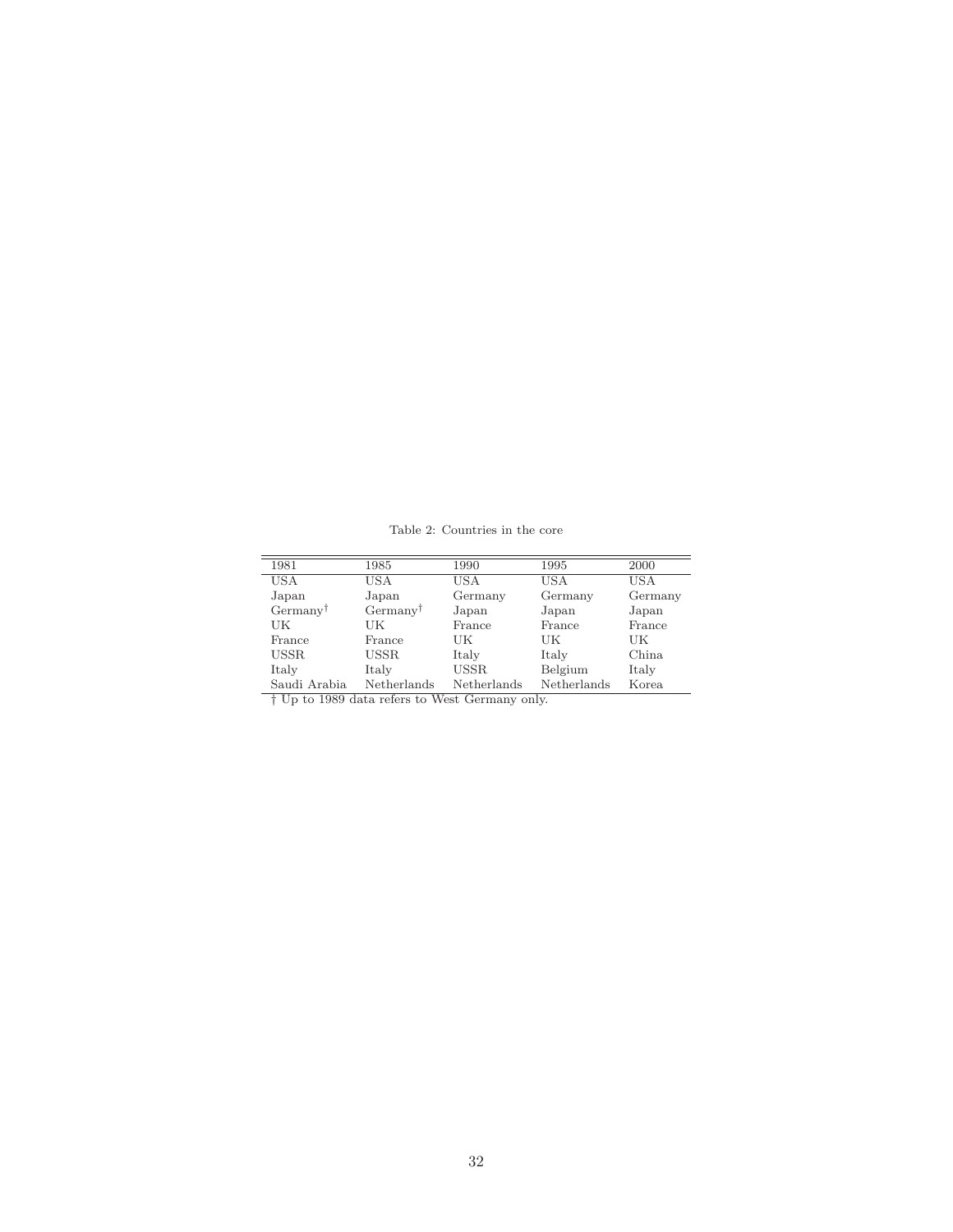Table 2: Countries in the core

| 1981 | 1985 | 1990 | 1995 | 2000 |
|---|---|---|---|---|
| USA | USA | USA | USA | USA |
| Japan | Japan | Germany | Germany | Germany |
| Germany† | Germany† | Japan | Japan | Japan |
| UK | UK | France | France | France |
| France | France | UK | UK | UK |
| USSR | USSR | Italy | Italy | China |
| Italy | Italy | USSR | Belgium | Italy |
| Saudi Arabia | Netherlands | Netherlands | Netherlands | Korea |

† Up to 1989 data refers to West Germany only.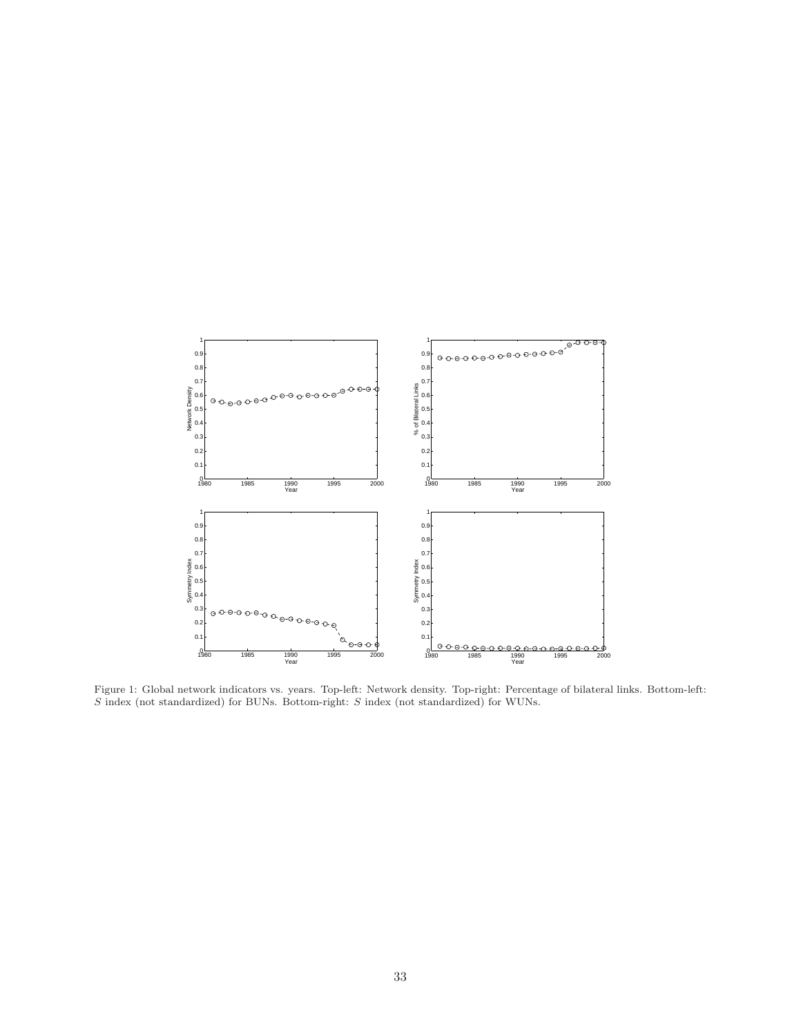Figure 1: Global network indicators vs. years. Top-left: Network density. Top-right: Percentage of bilateral links. Bottom-left: $S$ index (not standardized) for BUNs. Bottom-right: $S$ index (not standardized) for WUNs.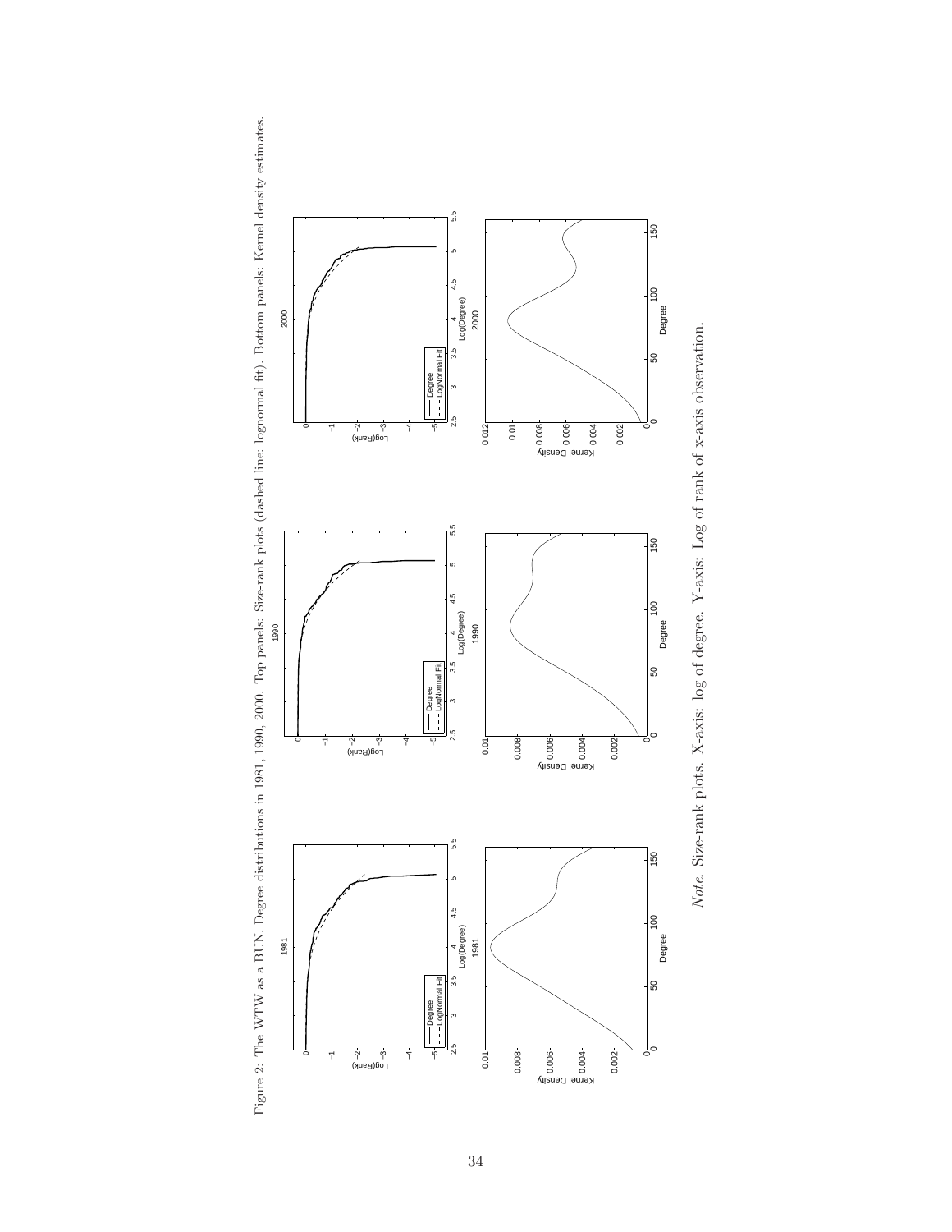Figure 2: The WTW as a BUN. Degree distributions in 1981, 1990, 2000. Top panels: Size-rank plots (dashed line: lognormal fit). Bottom panels: Kernel density estimates.

*Note.* Size-rank plots. X-axis: log of degree. Y-axis: Log of rank of x-axis observation.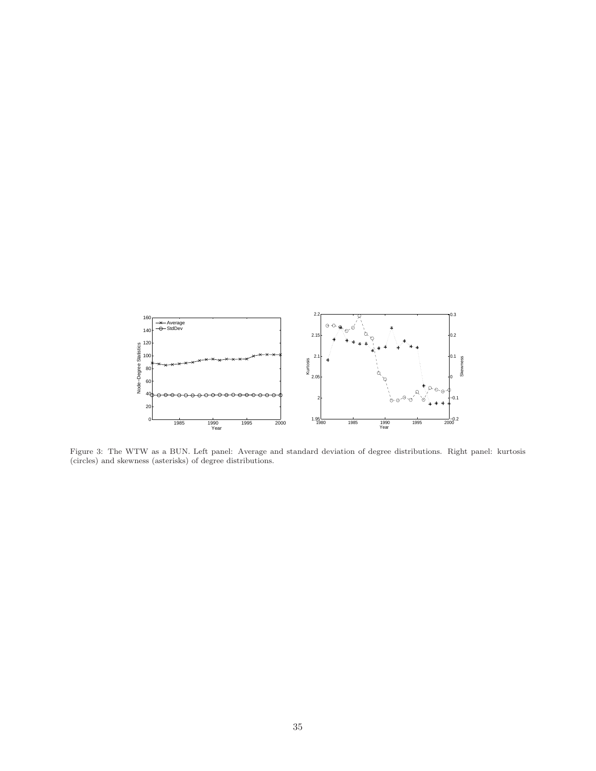Figure 3: The WTW as a BUN. Left panel: Average and standard deviation of degree distributions. Right panel: kurtosis (circles) and skewness (asterisks) of degree distributions.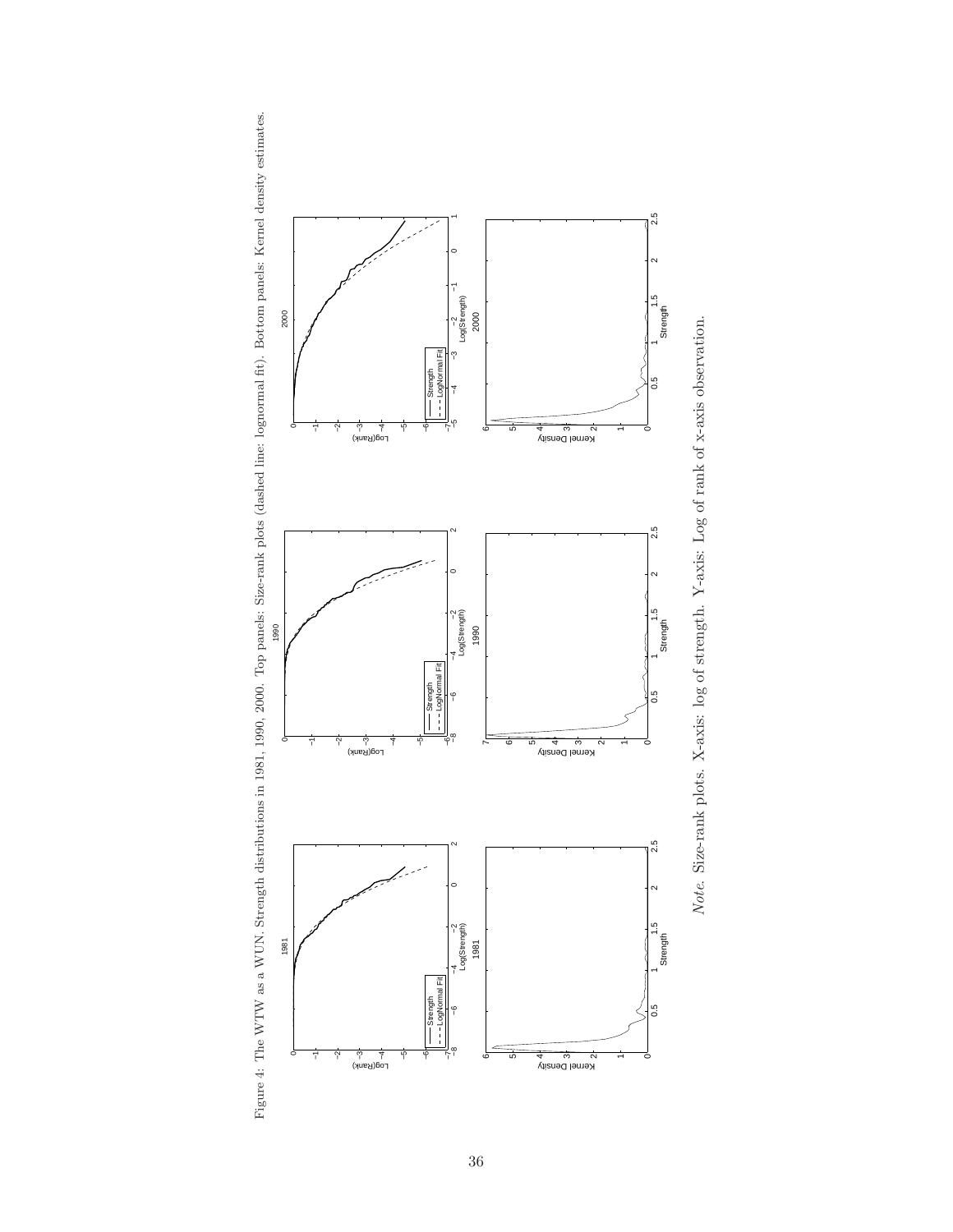Figure 4: The WTW as a WUN. Strength distributions in 1981, 1990, 2000. Top panels: Size-rank plots (dashed line: lognormal fit). Bottom panels: Kernel density estimates.

*Note.* Size-rank plots. X-axis: log of strength. Y-axis: Log of rank of x-axis observation.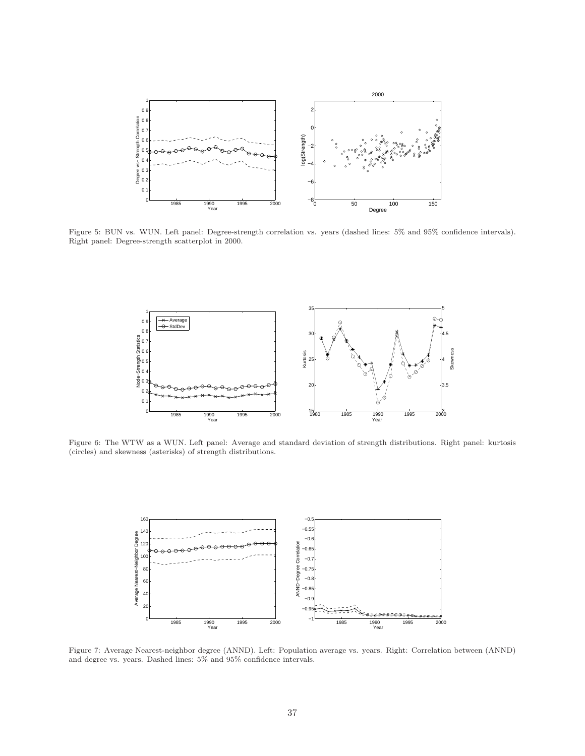Figure 5: BUN vs. WUN. Left panel: Degree-strength correlation vs. years (dashed lines: 5% and 95% confidence intervals). Right panel: Degree-strength scatterplot in 2000.

Figure 6: The WTW as a WUN. Left panel: Average and standard deviation of strength distributions. Right panel: kurtosis (circles) and skewness (asterisks) of strength distributions.

Figure 7: Average Nearest-neighbor degree (ANND). Left: Population average vs. years. Right: Correlation between (ANND) and degree vs. years. Dashed lines: 5% and 95% confidence intervals.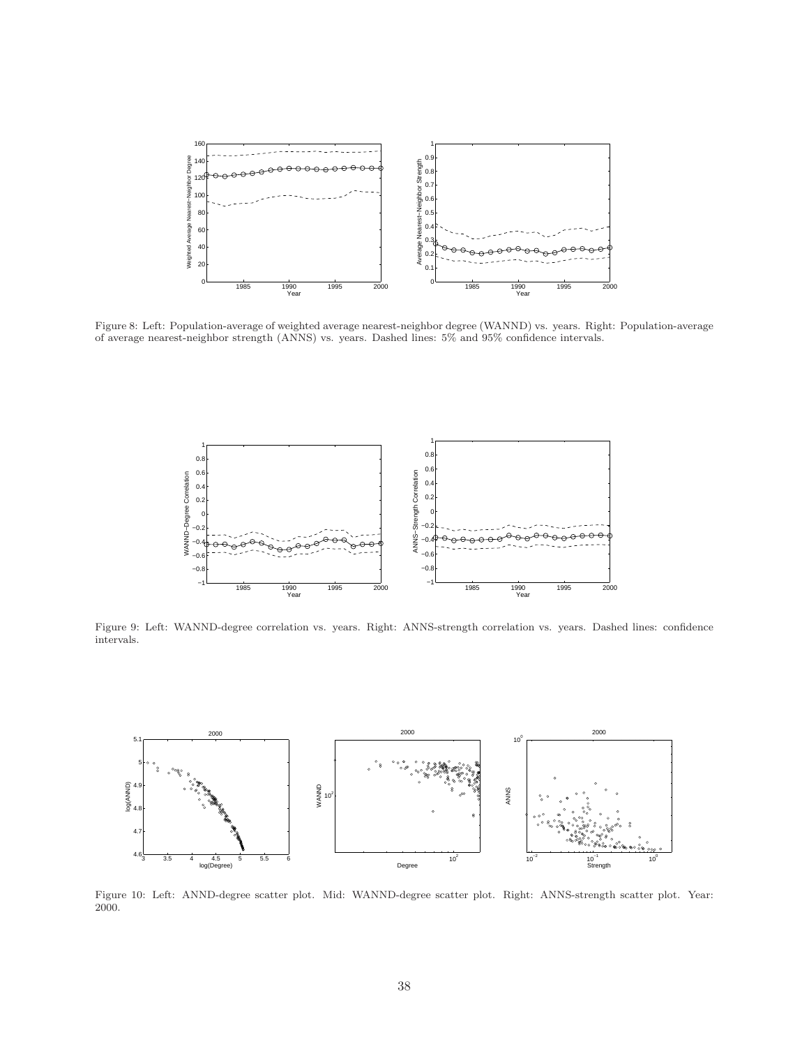Figure 8: Left: Population-average of weighted average nearest-neighbor degree (WANND) vs. years. Right: Population-average of average nearest-neighbor strength (ANNS) vs. years. Dashed lines: 5% and 95% confidence intervals.

Figure 9: Left: WANND-degree correlation vs. years. Right: ANNS-strength correlation vs. years. Dashed lines: confidence intervals.

Figure 10: Left: ANND-degree scatter plot. Mid: WANND-degree scatter plot. Right: ANNS-strength scatter plot. Year: 2000.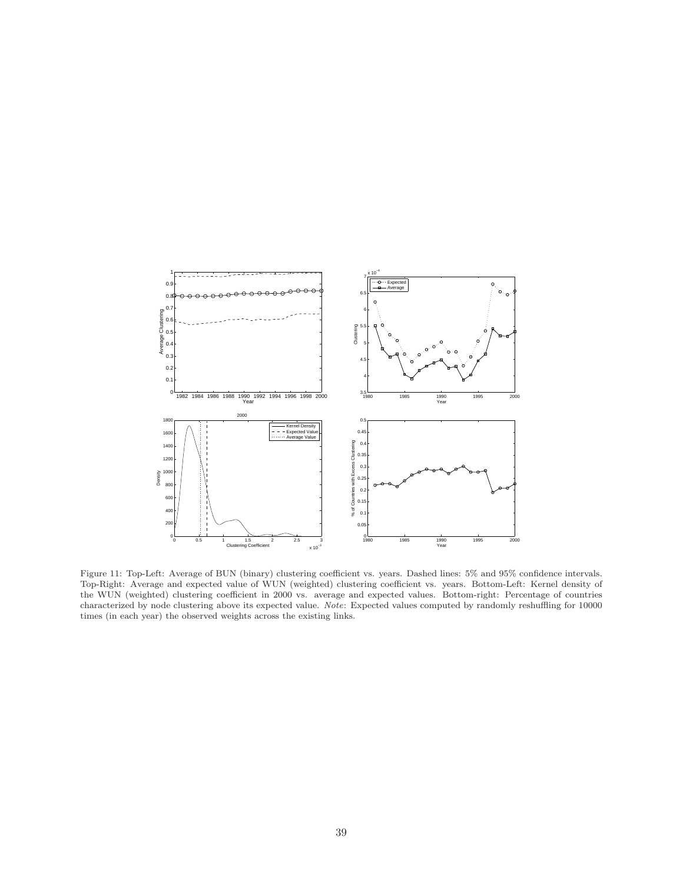Figure 11: Top-Left: Average of BUN (binary) clustering coefficient vs. years. Dashed lines: 5% and 95% confidence intervals. Top-Right: Average and expected value of WUN (weighted) clustering coefficient vs. years. Bottom-Left: Kernel density of the WUN (weighted) clustering coefficient in 2000 vs. average and expected values. Bottom-right: Percentage of countries characterized by node clustering above its expected value. *Note*: Expected values computed by randomly reshuffling for 10000 times (in each year) the observed weights across the existing links.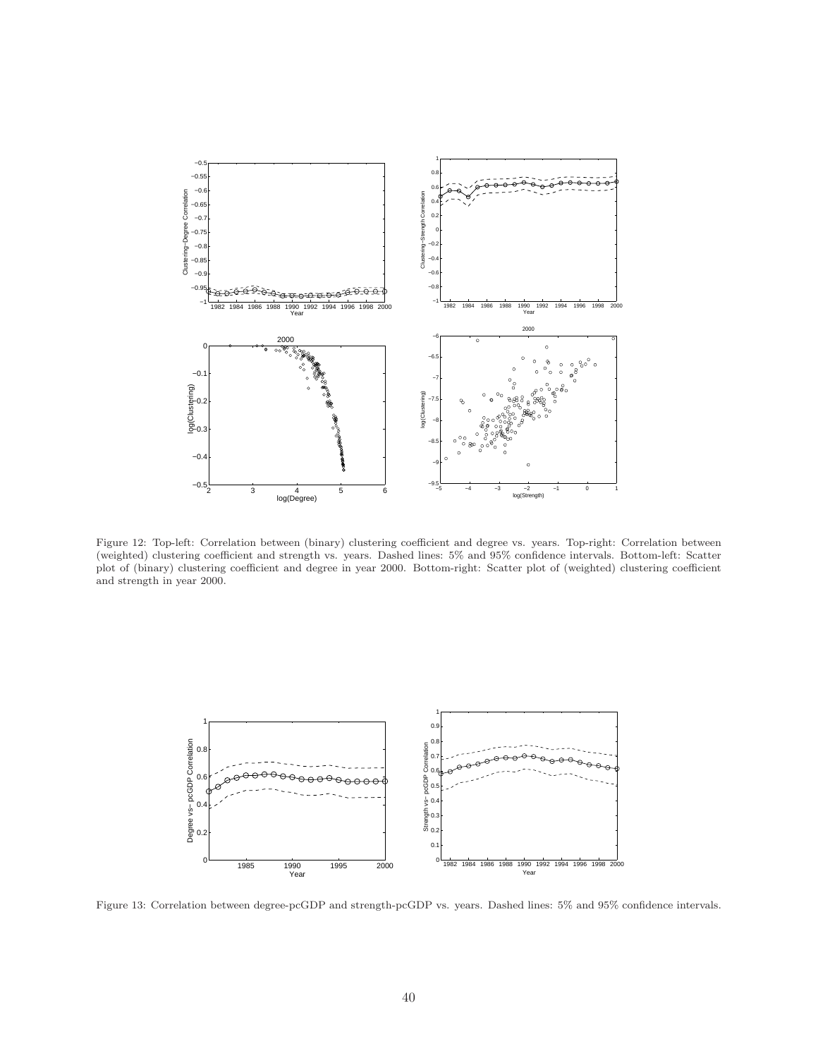Figure 12: Top-left: Correlation between (binary) clustering coefficient and degree vs. years. Top-right: Correlation between (weighted) clustering coefficient and strength vs. years. Dashed lines: 5% and 95% confidence intervals. Bottom-left: Scatter plot of (binary) clustering coefficient and degree in year 2000. Bottom-right: Scatter plot of (weighted) clustering coefficient and strength in year 2000.

Figure 13: Correlation between degree-pcGDP and strength-pcGDP vs. years. Dashed lines: 5% and 95% confidence intervals.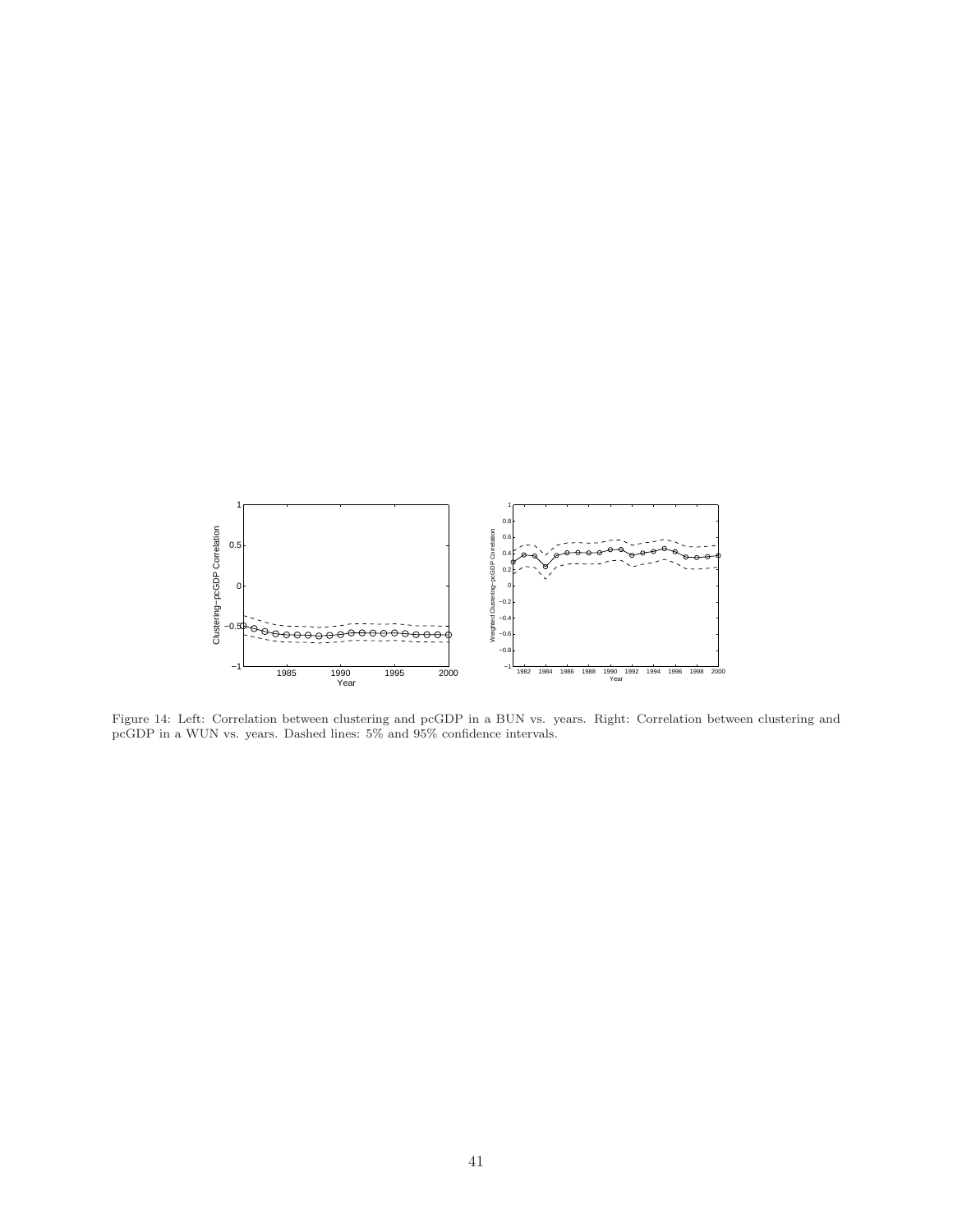Figure 14: Left: Correlation between clustering and pcGDP in a BUN vs. years. Right: Correlation between clustering and pcGDP in a WUN vs. years. Dashed lines: 5% and 95% confidence intervals.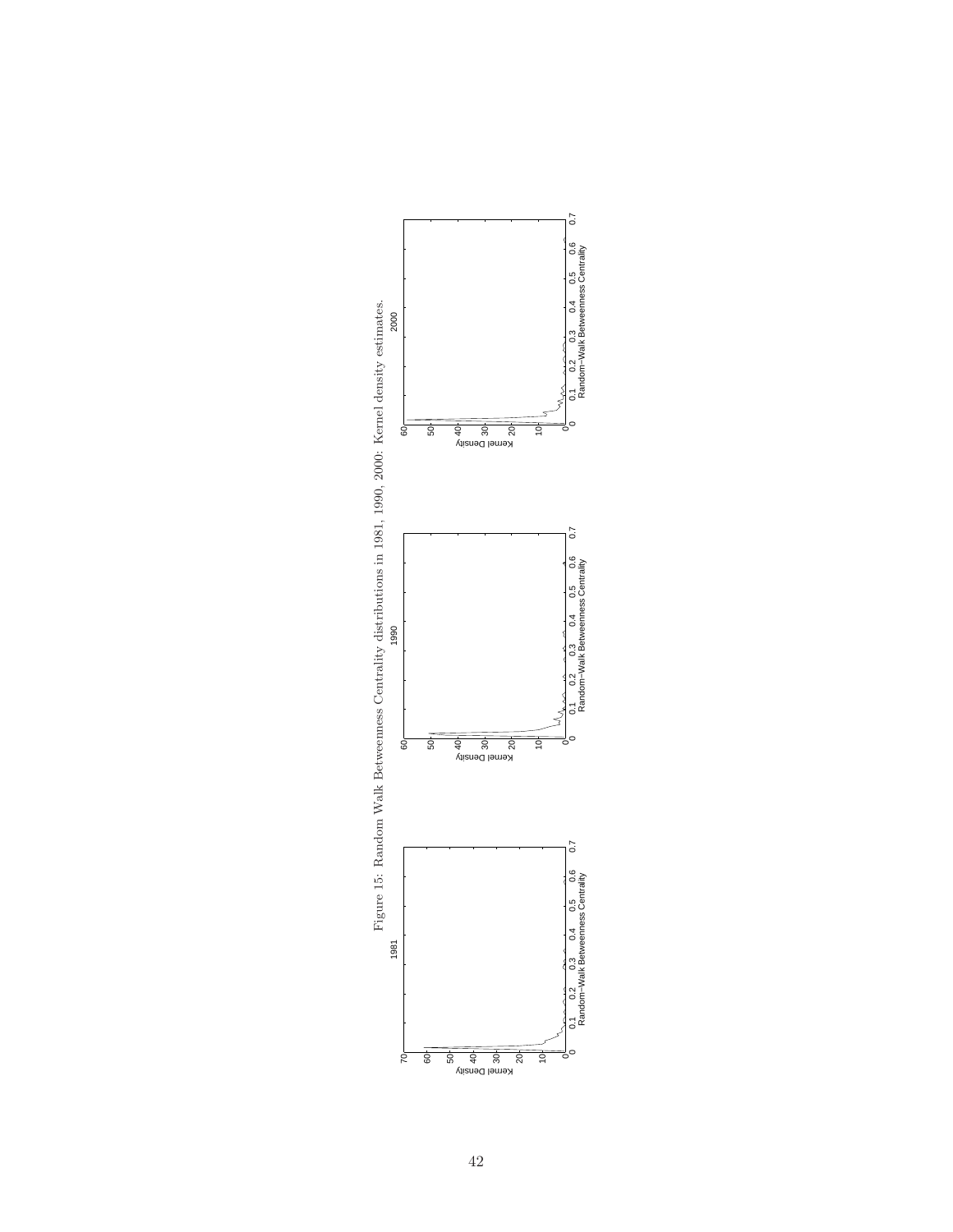Figure 15: Random Walk Betweenness Centrality distributions in 1981, 1990, 2000: Kernel density estimates.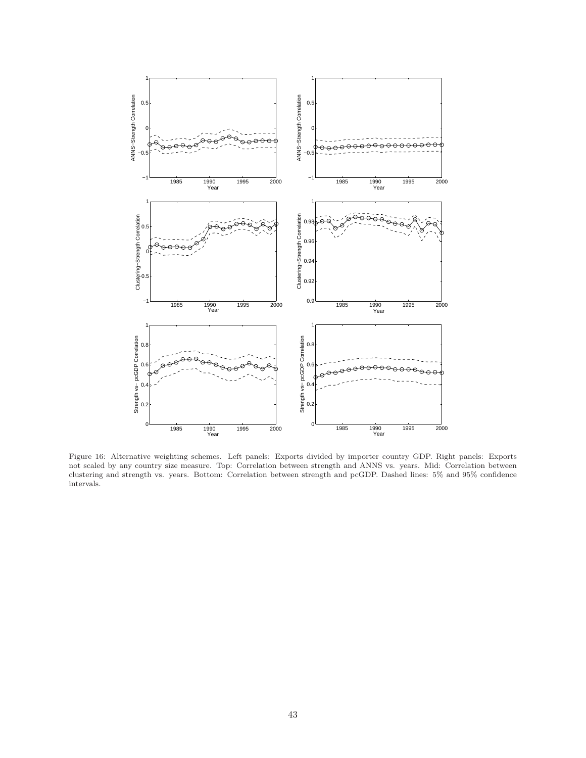ANNS−Strength Correlation

1

0.5

0

−0.5

−1

1985 1990 1995 2000

Year

ANNS−Strength Correlation

1

0.5

0

−0.5

−1

1985 1990 1995 2000

Year

Clustering−Strength Correlation

1

0.5

0

−0.5

−1

1985 1990 1995 2000

Year

Clustering−Strength Correlation

1

0.98

0.96

0.94

0.92

0.9

1985 1990 1995 2000

Year

Strength vs− pcGDP Correlation

1

0.8

0.6

0.4

0.2

0

1985 1990 1995 2000

Year

Strength vs− pcGDP Correlation

1

0.8

0.6

0.4

0.2

0

1985 1990 1995 2000

Year

Figure 16: Alternative weighting schemes. Left panels: Exports divided by importer country GDP. Right panels: Exports not scaled by any country size measure. Top: Correlation between strength and ANNS vs. years. Mid: Correlation between clustering and strength vs. years. Bottom: Correlation between strength and pcGDP. Dashed lines: 5% and 95% confidence intervals.